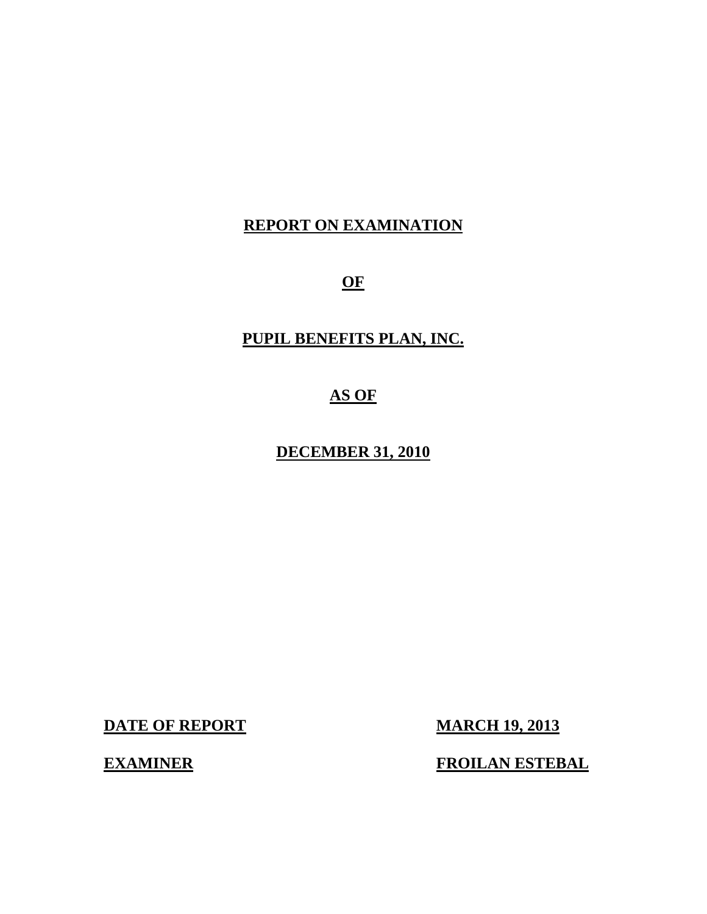# REPORT ON EXAMINATION

# OF

# PUPIL BENEFITS PLAN, INC.

# AS OF

# DECEMBER 31, 2010

| | |
|---|---|
| **DATE OF REPORT** | **MARCH 19, 2013** |
| **EXAMINER** | **FROILAN ESTEBAL** |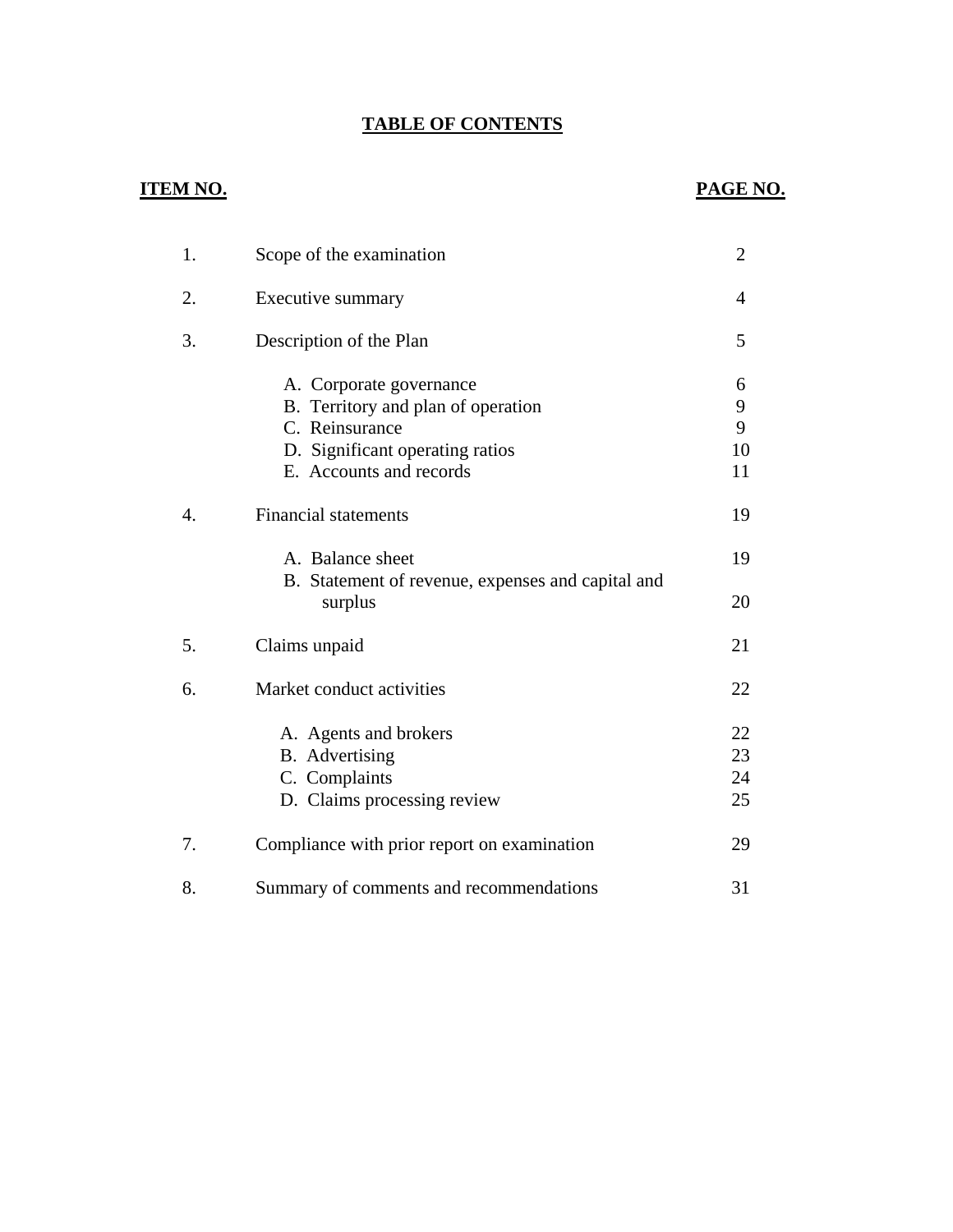# TABLE OF CONTENTS

| ITEM NO. | | PAGE NO. |
|---|---|---|
| 1. | Scope of the examination | 2 |
| 2. | Executive summary | 4 |
| 3. | Description of the Plan | 5 |
| | A. Corporate governance | 6 |
| | B. Territory and plan of operation | 9 |
| | C. Reinsurance | 9 |
| | D. Significant operating ratios | 10 |
| | E. Accounts and records | 11 |
| 4. | Financial statements | 19 |
| | A. Balance sheet | 19 |
| | B. Statement of revenue, expenses and capital and surplus | 20 |
| 5. | Claims unpaid | 21 |
| 6. | Market conduct activities | 22 |
| | A. Agents and brokers | 22 |
| | B. Advertising | 23 |
| | C. Complaints | 24 |
| | D. Claims processing review | 25 |
| 7. | Compliance with prior report on examination | 29 |
| 8. | Summary of comments and recommendations | 31 |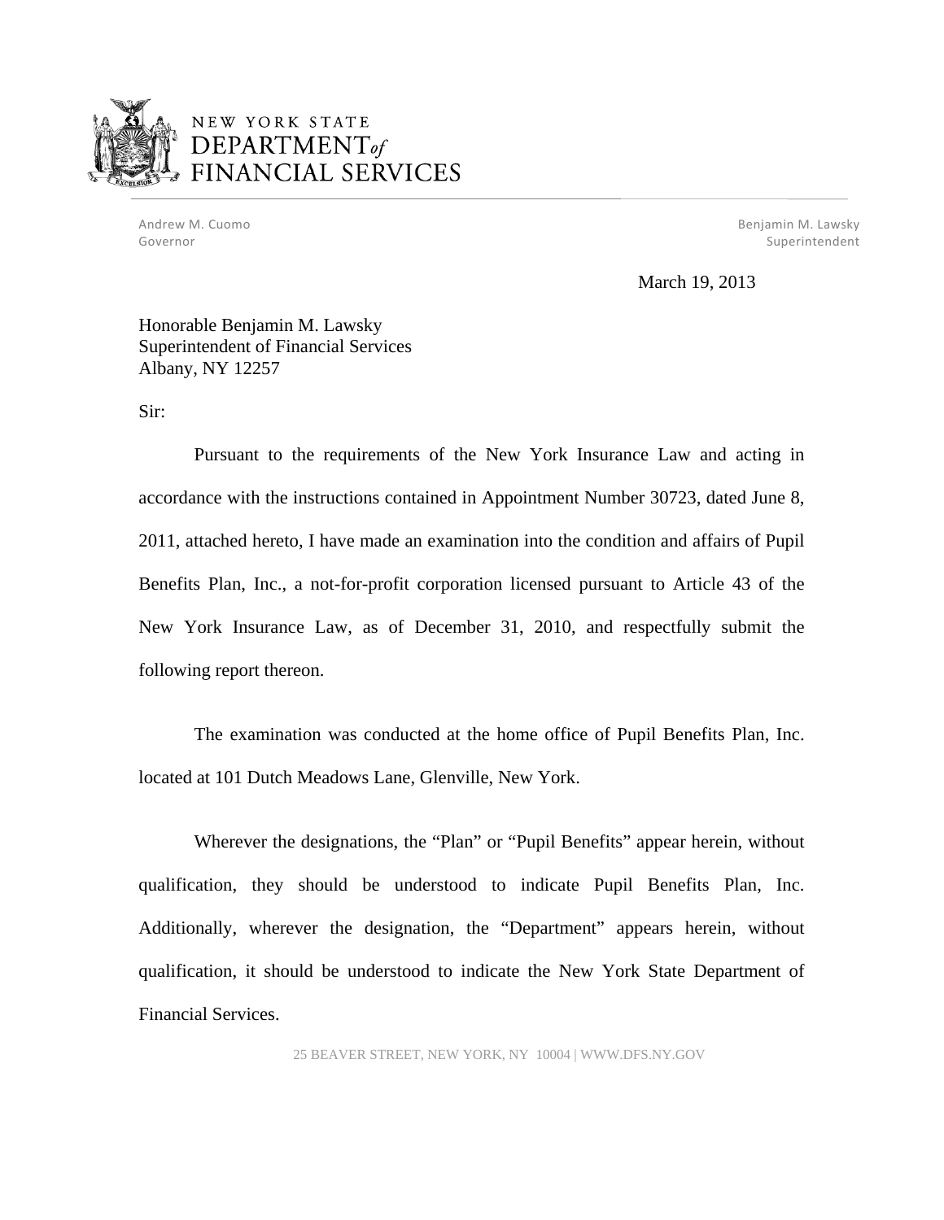NEW YORK STATE
DEPARTMENT *of* FINANCIAL SERVICES

Andrew M. Cuomo
Governor

Benjamin M. Lawsky
Superintendent

March 19, 2013

Honorable Benjamin M. Lawsky
Superintendent of Financial Services
Albany, NY 12257

Sir:

Pursuant to the requirements of the New York Insurance Law and acting in accordance with the instructions contained in Appointment Number 30723, dated June 8, 2011, attached hereto, I have made an examination into the condition and affairs of Pupil Benefits Plan, Inc., a not-for-profit corporation licensed pursuant to Article 43 of the New York Insurance Law, as of December 31, 2010, and respectfully submit the following report thereon.

The examination was conducted at the home office of Pupil Benefits Plan, Inc. located at 101 Dutch Meadows Lane, Glenville, New York.

Wherever the designations, the "Plan" or "Pupil Benefits" appear herein, without qualification, they should be understood to indicate Pupil Benefits Plan, Inc. Additionally, wherever the designation, the "Department" appears herein, without qualification, it should be understood to indicate the New York State Department of Financial Services.

25 BEAVER STREET, NEW YORK, NY 10004 | WWW.DFS.NY.GOV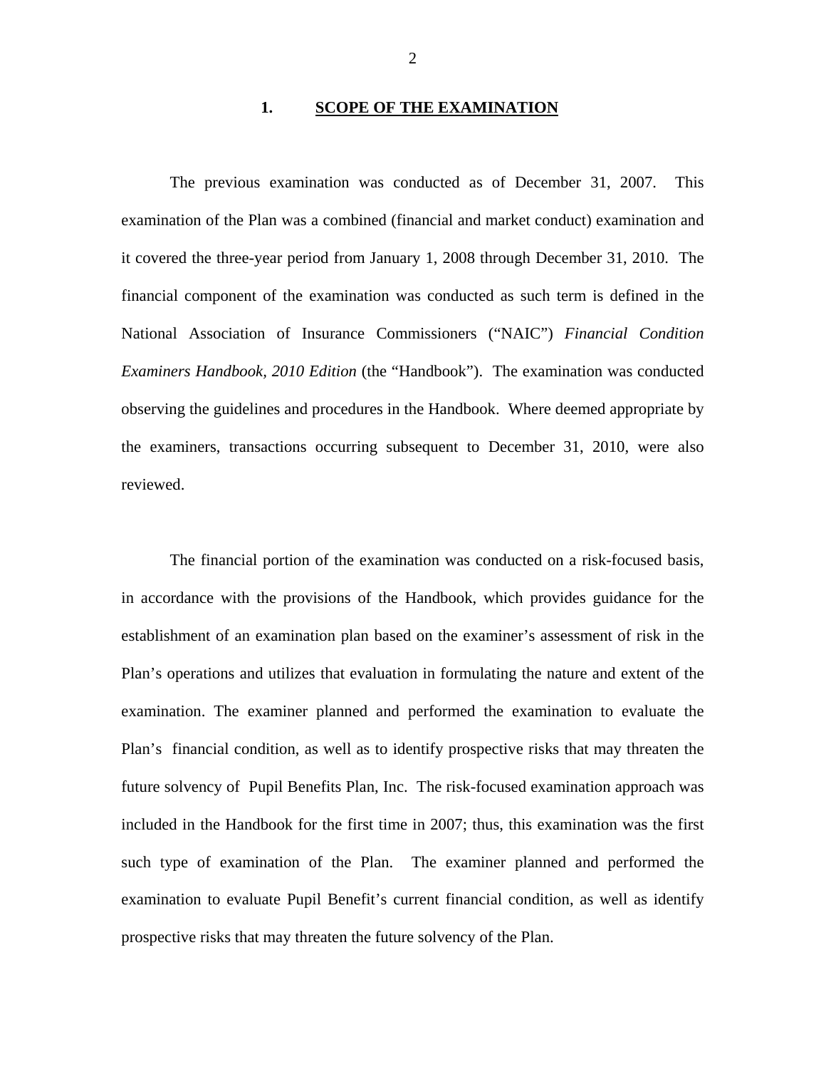## 1. SCOPE OF THE EXAMINATION

The previous examination was conducted as of December 31, 2007. This examination of the Plan was a combined (financial and market conduct) examination and it covered the three-year period from January 1, 2008 through December 31, 2010. The financial component of the examination was conducted as such term is defined in the National Association of Insurance Commissioners ("NAIC") *Financial Condition Examiners Handbook, 2010 Edition* (the "Handbook"). The examination was conducted observing the guidelines and procedures in the Handbook. Where deemed appropriate by the examiners, transactions occurring subsequent to December 31, 2010, were also reviewed.

The financial portion of the examination was conducted on a risk-focused basis, in accordance with the provisions of the Handbook, which provides guidance for the establishment of an examination plan based on the examiner's assessment of risk in the Plan's operations and utilizes that evaluation in formulating the nature and extent of the examination. The examiner planned and performed the examination to evaluate the Plan's financial condition, as well as to identify prospective risks that may threaten the future solvency of Pupil Benefits Plan, Inc. The risk-focused examination approach was included in the Handbook for the first time in 2007; thus, this examination was the first such type of examination of the Plan. The examiner planned and performed the examination to evaluate Pupil Benefit's current financial condition, as well as identify prospective risks that may threaten the future solvency of the Plan.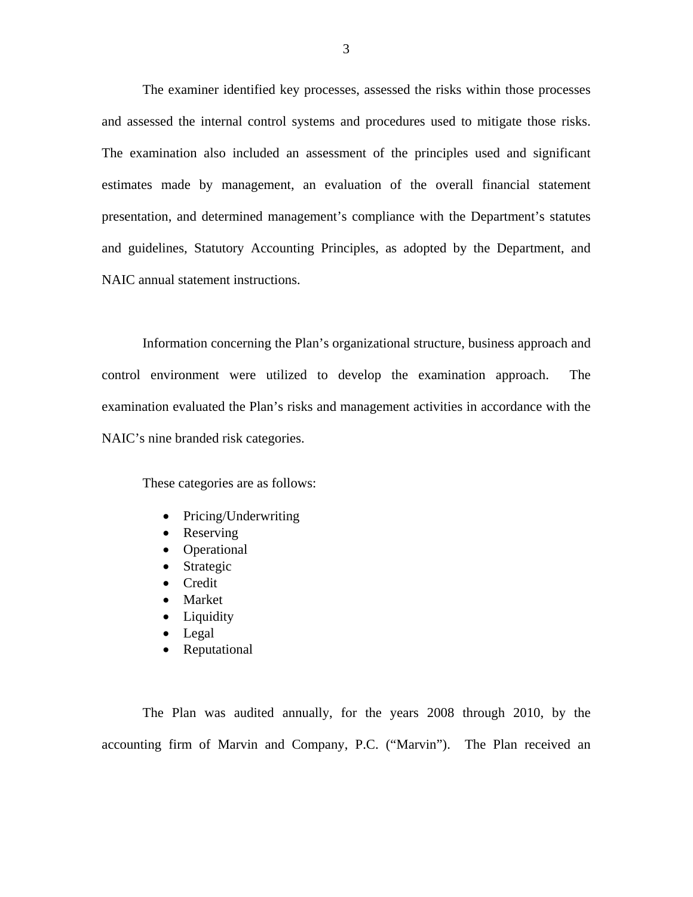The examiner identified key processes, assessed the risks within those processes and assessed the internal control systems and procedures used to mitigate those risks. The examination also included an assessment of the principles used and significant estimates made by management, an evaluation of the overall financial statement presentation, and determined management's compliance with the Department's statutes and guidelines, Statutory Accounting Principles, as adopted by the Department, and NAIC annual statement instructions.

Information concerning the Plan's organizational structure, business approach and control environment were utilized to develop the examination approach. The examination evaluated the Plan's risks and management activities in accordance with the NAIC's nine branded risk categories.

These categories are as follows:

- Pricing/Underwriting
- Reserving
- Operational
- Strategic
- Credit
- Market
- Liquidity
- Legal
- Reputational

The Plan was audited annually, for the years 2008 through 2010, by the accounting firm of Marvin and Company, P.C. ("Marvin"). The Plan received an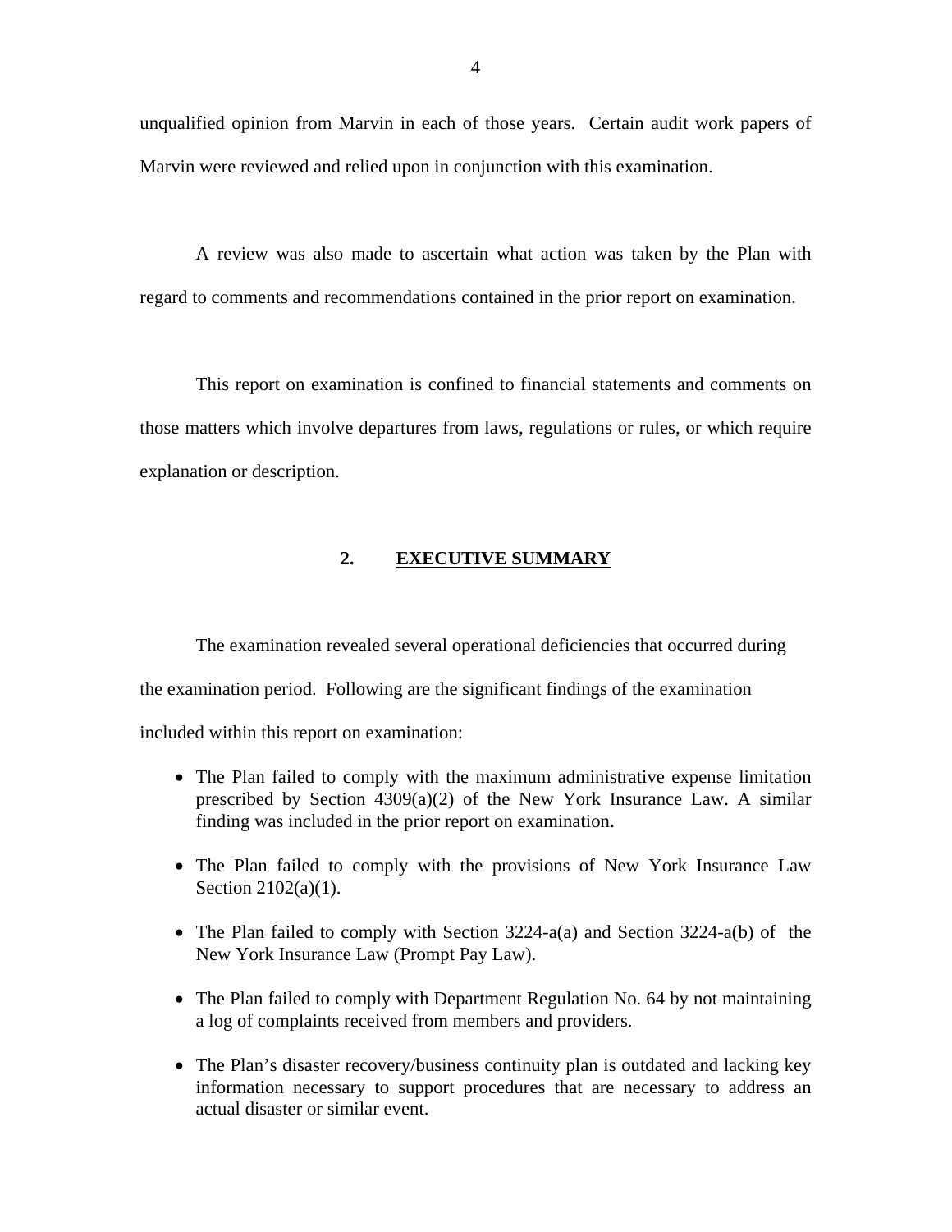unqualified opinion from Marvin in each of those years. Certain audit work papers of Marvin were reviewed and relied upon in conjunction with this examination.

A review was also made to ascertain what action was taken by the Plan with regard to comments and recommendations contained in the prior report on examination.

This report on examination is confined to financial statements and comments on those matters which involve departures from laws, regulations or rules, or which require explanation or description.

## 2. EXECUTIVE SUMMARY

The examination revealed several operational deficiencies that occurred during the examination period. Following are the significant findings of the examination included within this report on examination:

- The Plan failed to comply with the maximum administrative expense limitation prescribed by Section 4309(a)(2) of the New York Insurance Law. A similar finding was included in the prior report on examination**.**
- The Plan failed to comply with the provisions of New York Insurance Law Section 2102(a)(1).
- The Plan failed to comply with Section 3224-a(a) and Section 3224-a(b) of the New York Insurance Law (Prompt Pay Law).
- The Plan failed to comply with Department Regulation No. 64 by not maintaining a log of complaints received from members and providers.
- The Plan's disaster recovery/business continuity plan is outdated and lacking key information necessary to support procedures that are necessary to address an actual disaster or similar event.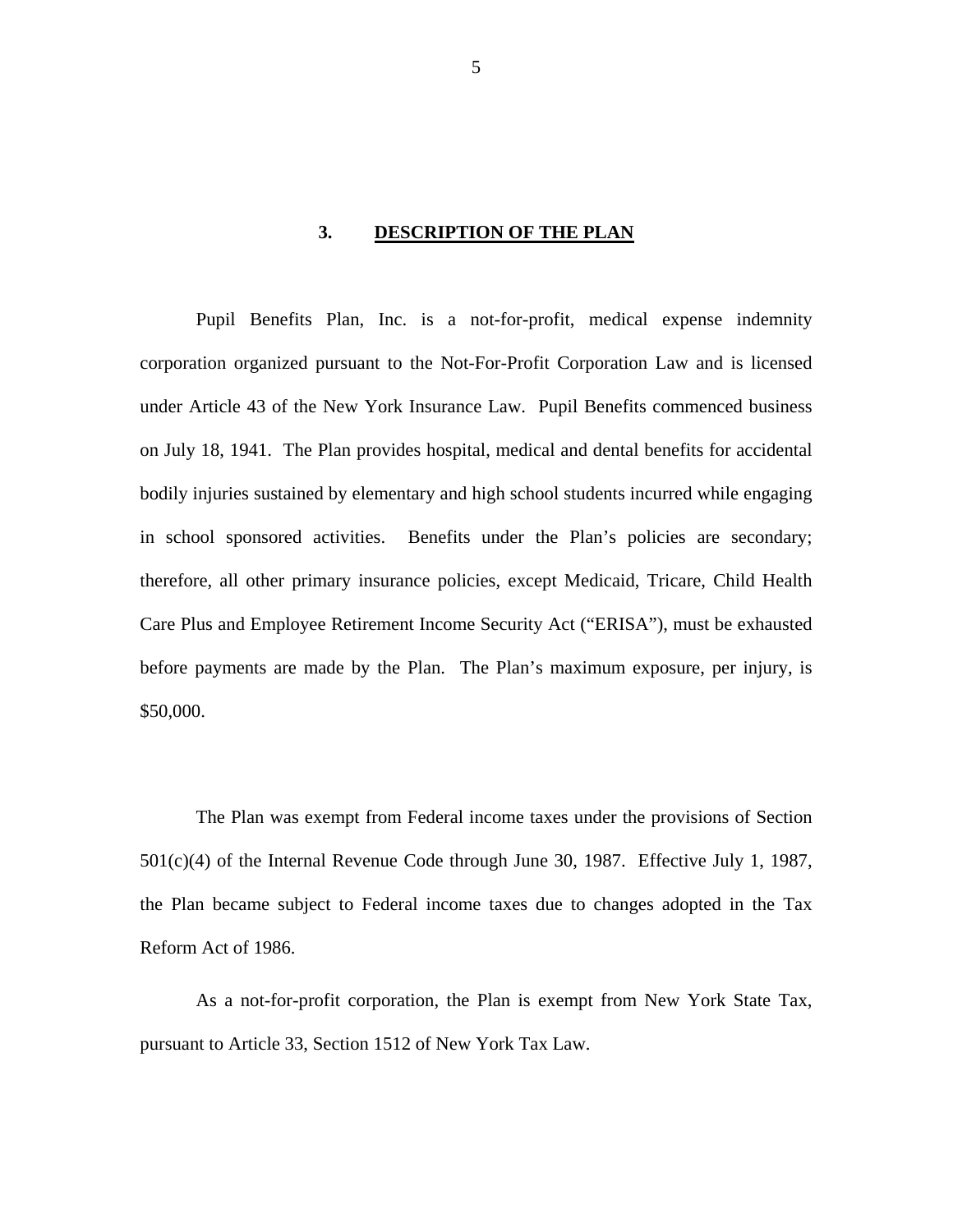## 3. DESCRIPTION OF THE PLAN

Pupil Benefits Plan, Inc. is a not-for-profit, medical expense indemnity corporation organized pursuant to the Not-For-Profit Corporation Law and is licensed under Article 43 of the New York Insurance Law. Pupil Benefits commenced business on July 18, 1941. The Plan provides hospital, medical and dental benefits for accidental bodily injuries sustained by elementary and high school students incurred while engaging in school sponsored activities. Benefits under the Plan's policies are secondary; therefore, all other primary insurance policies, except Medicaid, Tricare, Child Health Care Plus and Employee Retirement Income Security Act ("ERISA"), must be exhausted before payments are made by the Plan. The Plan's maximum exposure, per injury, is $50,000.

The Plan was exempt from Federal income taxes under the provisions of Section 501(c)(4) of the Internal Revenue Code through June 30, 1987. Effective July 1, 1987, the Plan became subject to Federal income taxes due to changes adopted in the Tax Reform Act of 1986.

As a not-for-profit corporation, the Plan is exempt from New York State Tax, pursuant to Article 33, Section 1512 of New York Tax Law.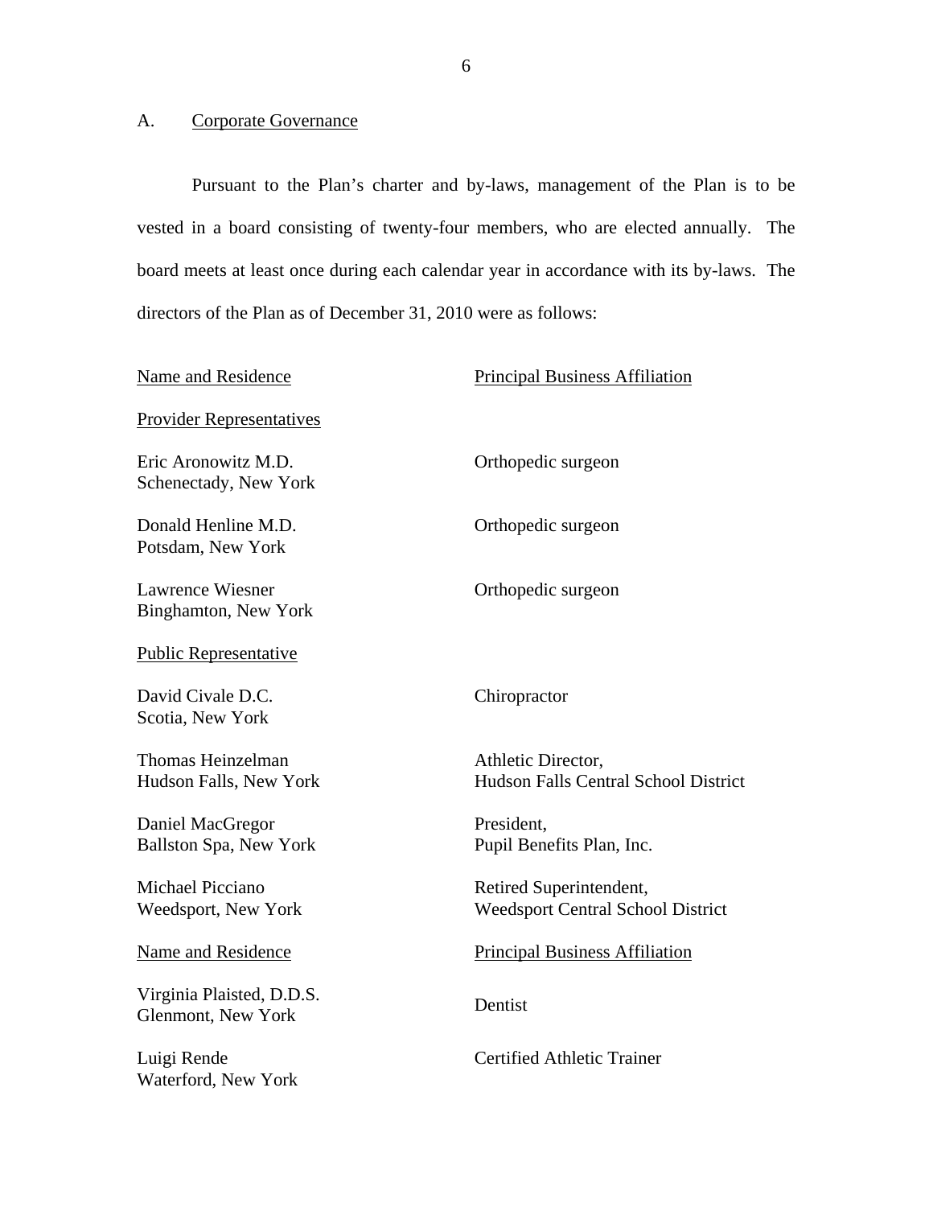## A. Corporate Governance

Pursuant to the Plan's charter and by-laws, management of the Plan is to be vested in a board consisting of twenty-four members, who are elected annually. The board meets at least once during each calendar year in accordance with its by-laws. The directors of the Plan as of December 31, 2010 were as follows:

| Name and Residence | Principal Business Affiliation |
|---|---|
| Provider Representatives | |
| Eric Aronowitz M.D.<br>Schenectady, New York | Orthopedic surgeon |
| Donald Henline M.D.<br>Potsdam, New York | Orthopedic surgeon |
| Lawrence Wiesner<br>Binghamton, New York | Orthopedic surgeon |
| Public Representative | |
| David Civale D.C.<br>Scotia, New York | Chiropractor |
| Thomas Heinzelman<br>Hudson Falls, New York | Athletic Director,<br>Hudson Falls Central School District |
| Daniel MacGregor<br>Ballston Spa, New York | President,<br>Pupil Benefits Plan, Inc. |
| Michael Picciano<br>Weedsport, New York | Retired Superintendent,<br>Weedsport Central School District |

| Name and Residence | Principal Business Affiliation |
|---|---|
| Virginia Plaisted, D.D.S.<br>Glenmont, New York | Dentist |
| Luigi Rende<br>Waterford, New York | Certified Athletic Trainer |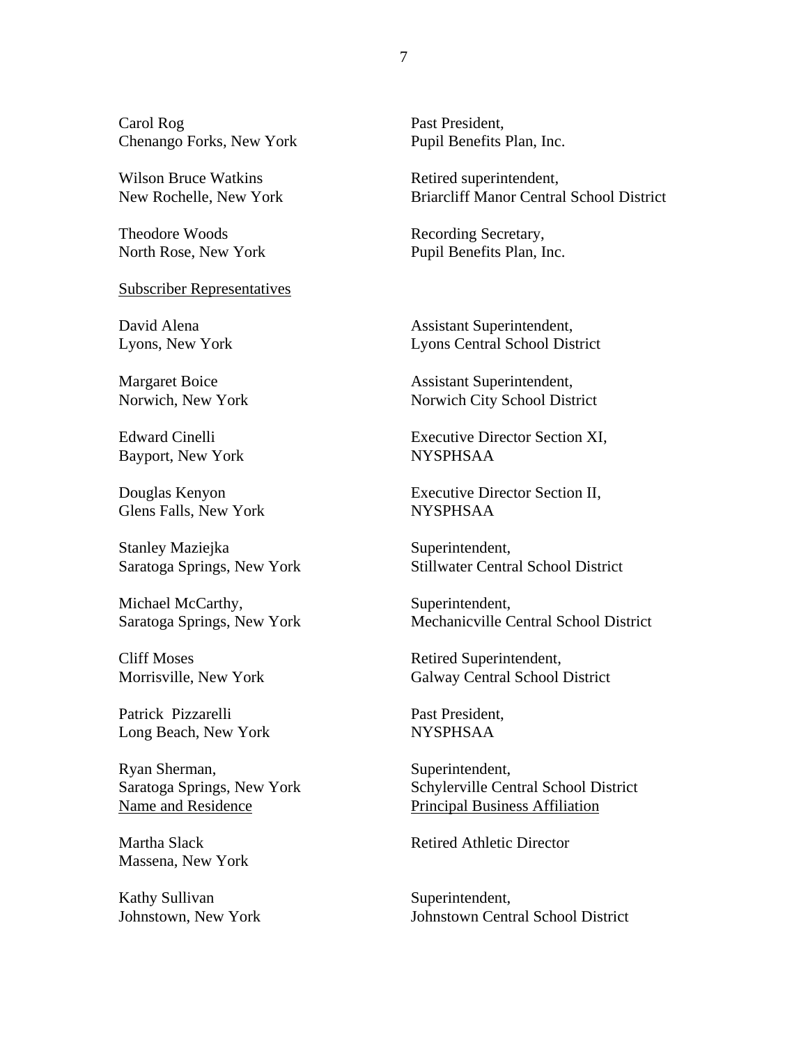| | |
|---|---|
| Carol Rog<br>Chenango Forks, New York | Past President,<br>Pupil Benefits Plan, Inc. |
| Wilson Bruce Watkins<br>New Rochelle, New York | Retired superintendent,<br>Briarcliff Manor Central School District |
| Theodore Woods<br>North Rose, New York | Recording Secretary,<br>Pupil Benefits Plan, Inc. |

<u>Subscriber Representatives</u>

| | |
|---|---|
| David Alena<br>Lyons, New York | Assistant Superintendent,<br>Lyons Central School District |
| Margaret Boice<br>Norwich, New York | Assistant Superintendent,<br>Norwich City School District |
| Edward Cinelli<br>Bayport, New York | Executive Director Section XI,<br>NYSPHSAA |
| Douglas Kenyon<br>Glens Falls, New York | Executive Director Section II,<br>NYSPHSAA |
| Stanley Maziejka<br>Saratoga Springs, New York | Superintendent,<br>Stillwater Central School District |
| Michael McCarthy,<br>Saratoga Springs, New York | Superintendent,<br>Mechanicville Central School District |
| Cliff Moses<br>Morrisville, New York | Retired Superintendent,<br>Galway Central School District |
| Patrick Pizzarelli<br>Long Beach, New York | Past President,<br>NYSPHSAA |
| Ryan Sherman,<br>Saratoga Springs, New York | Superintendent,<br>Schylerville Central School District |

| <u>Name and Residence</u> | <u>Principal Business Affiliation</u> |
|---|---|
| Martha Slack<br>Massena, New York | Retired Athletic Director |
| Kathy Sullivan<br>Johnstown, New York | Superintendent,<br>Johnstown Central School District |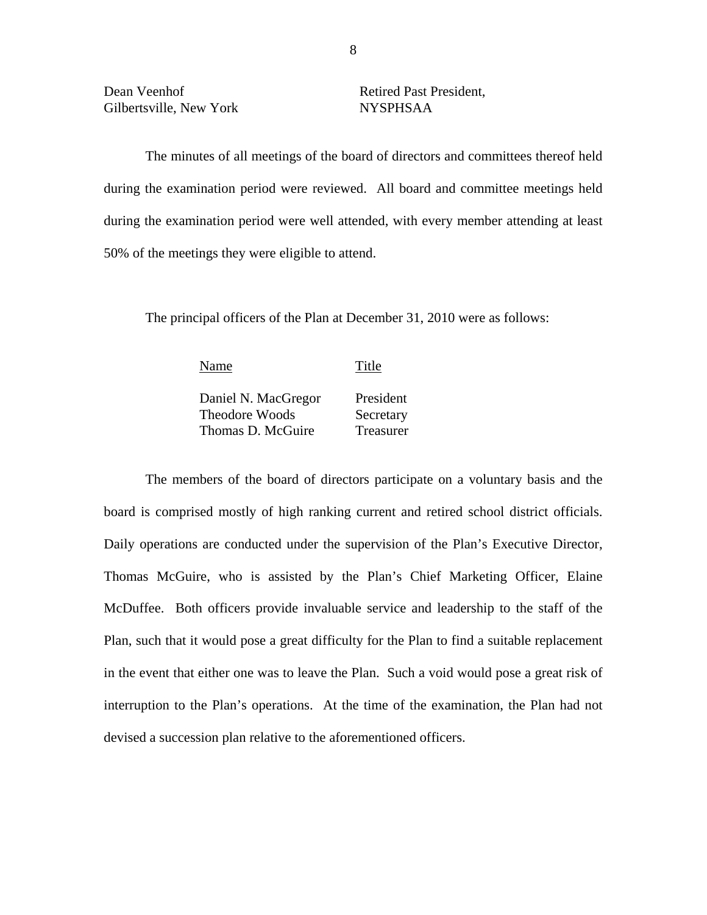| | |
|---|---|
| Dean Veenhof<br>Gilbertsville, New York | Retired Past President,<br>NYSPHSAA |

The minutes of all meetings of the board of directors and committees thereof held during the examination period were reviewed. All board and committee meetings held during the examination period were well attended, with every member attending at least 50% of the meetings they were eligible to attend.

The principal officers of the Plan at December 31, 2010 were as follows:

| Name | Title |
|---|---|
| Daniel N. MacGregor | President |
| Theodore Woods | Secretary |
| Thomas D. McGuire | Treasurer |

The members of the board of directors participate on a voluntary basis and the board is comprised mostly of high ranking current and retired school district officials. Daily operations are conducted under the supervision of the Plan's Executive Director, Thomas McGuire, who is assisted by the Plan's Chief Marketing Officer, Elaine McDuffee. Both officers provide invaluable service and leadership to the staff of the Plan, such that it would pose a great difficulty for the Plan to find a suitable replacement in the event that either one was to leave the Plan. Such a void would pose a great risk of interruption to the Plan's operations. At the time of the examination, the Plan had not devised a succession plan relative to the aforementioned officers.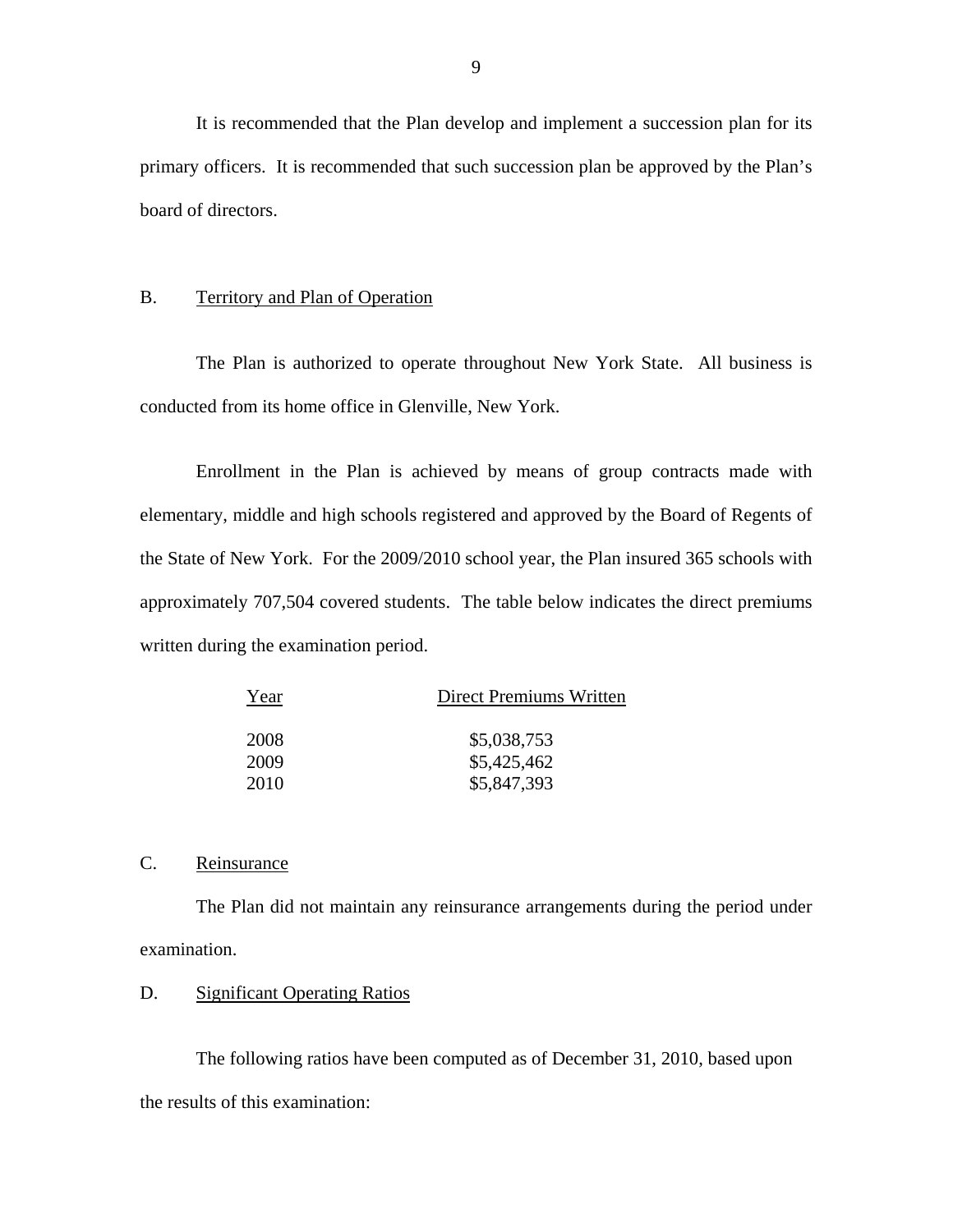It is recommended that the Plan develop and implement a succession plan for its primary officers. It is recommended that such succession plan be approved by the Plan's board of directors.

## B. Territory and Plan of Operation

The Plan is authorized to operate throughout New York State. All business is conducted from its home office in Glenville, New York.

Enrollment in the Plan is achieved by means of group contracts made with elementary, middle and high schools registered and approved by the Board of Regents of the State of New York. For the 2009/2010 school year, the Plan insured 365 schools with approximately 707,504 covered students. The table below indicates the direct premiums written during the examination period.

| Year | Direct Premiums Written |
|---|---|
| 2008 | $5,038,753 |
| 2009 | $5,425,462 |
| 2010 | $5,847,393 |

## C. Reinsurance

The Plan did not maintain any reinsurance arrangements during the period under examination.

## D. Significant Operating Ratios

The following ratios have been computed as of December 31, 2010, based upon the results of this examination: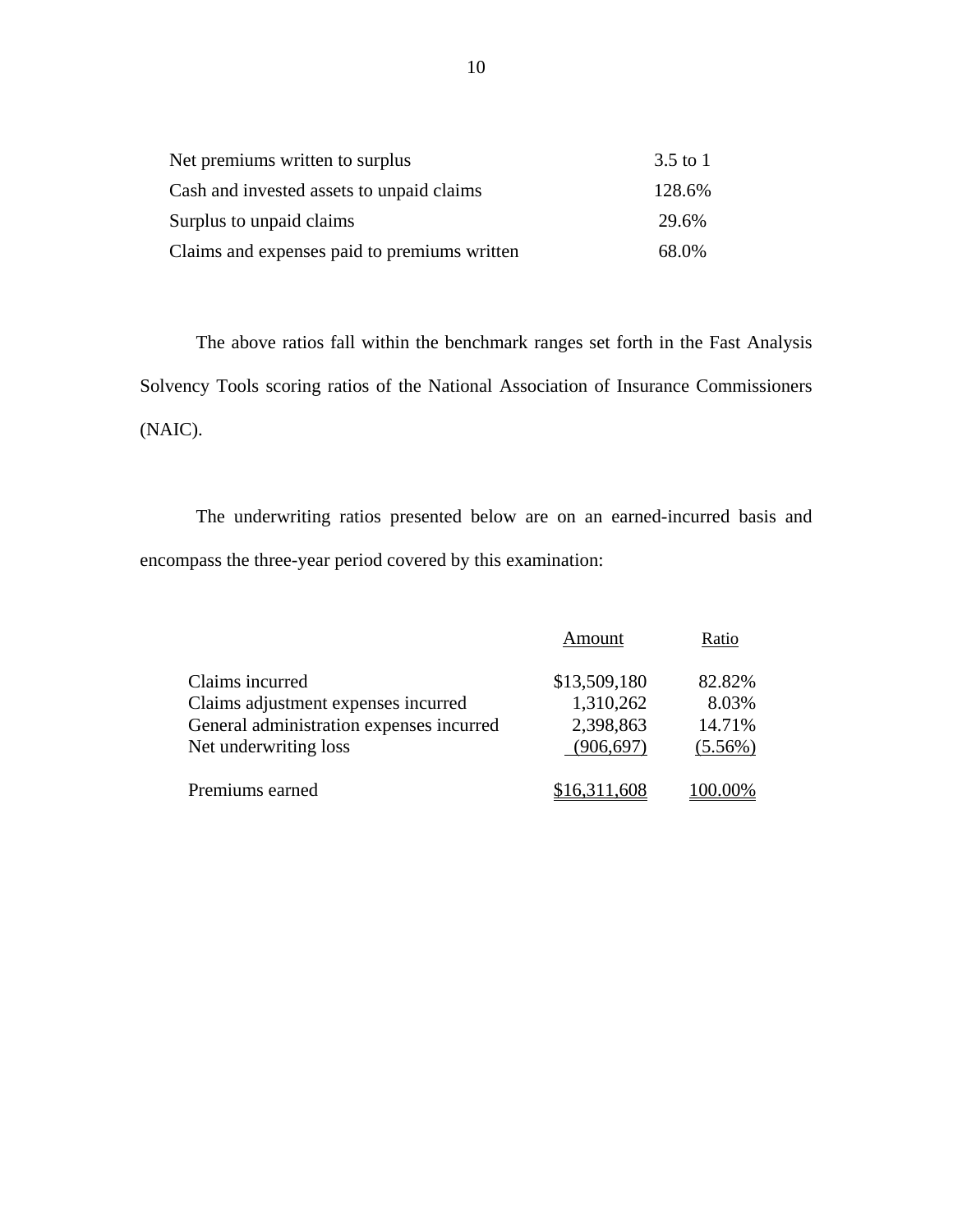| | |
|---|---|
| Net premiums written to surplus | 3.5 to 1 |
| Cash and invested assets to unpaid claims | 128.6% |
| Surplus to unpaid claims | 29.6% |
| Claims and expenses paid to premiums written | 68.0% |

The above ratios fall within the benchmark ranges set forth in the Fast Analysis Solvency Tools scoring ratios of the National Association of Insurance Commissioners (NAIC).

The underwriting ratios presented below are on an earned-incurred basis and encompass the three-year period covered by this examination:

| | Amount | Ratio |
|---|---|---|
| Claims incurred | $13,509,180 | 82.82% |
| Claims adjustment expenses incurred | 1,310,262 | 8.03% |
| General administration expenses incurred | 2,398,863 | 14.71% |
| Net underwriting loss | (906,697) | (5.56%) |
| Premiums earned | $16,311,608 | 100.00% |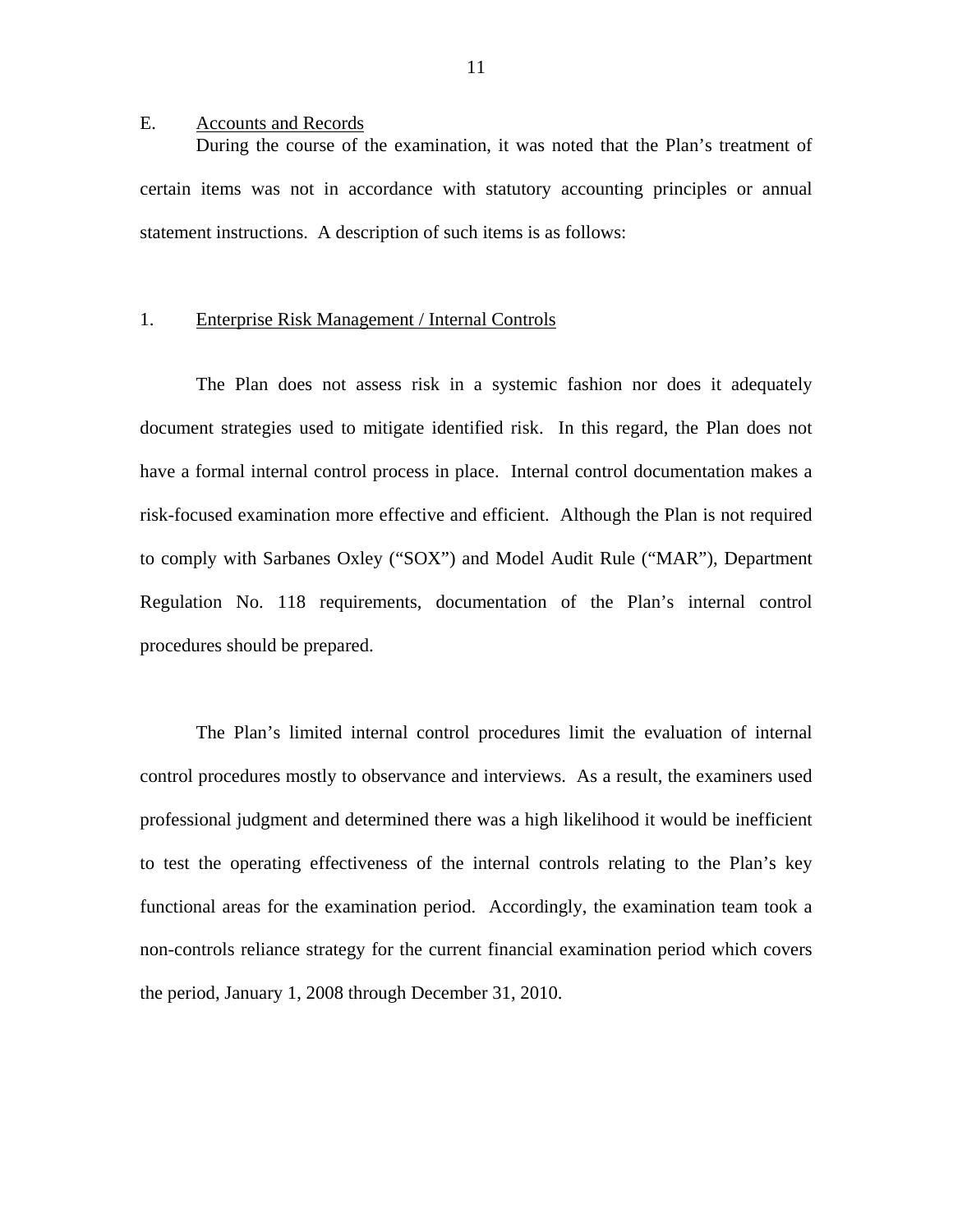## E. Accounts and Records

During the course of the examination, it was noted that the Plan's treatment of certain items was not in accordance with statutory accounting principles or annual statement instructions. A description of such items is as follows:

### 1. Enterprise Risk Management / Internal Controls

The Plan does not assess risk in a systemic fashion nor does it adequately document strategies used to mitigate identified risk. In this regard, the Plan does not have a formal internal control process in place. Internal control documentation makes a risk-focused examination more effective and efficient. Although the Plan is not required to comply with Sarbanes Oxley ("SOX") and Model Audit Rule ("MAR"), Department Regulation No. 118 requirements, documentation of the Plan's internal control procedures should be prepared.

The Plan's limited internal control procedures limit the evaluation of internal control procedures mostly to observance and interviews. As a result, the examiners used professional judgment and determined there was a high likelihood it would be inefficient to test the operating effectiveness of the internal controls relating to the Plan's key functional areas for the examination period. Accordingly, the examination team took a non-controls reliance strategy for the current financial examination period which covers the period, January 1, 2008 through December 31, 2010.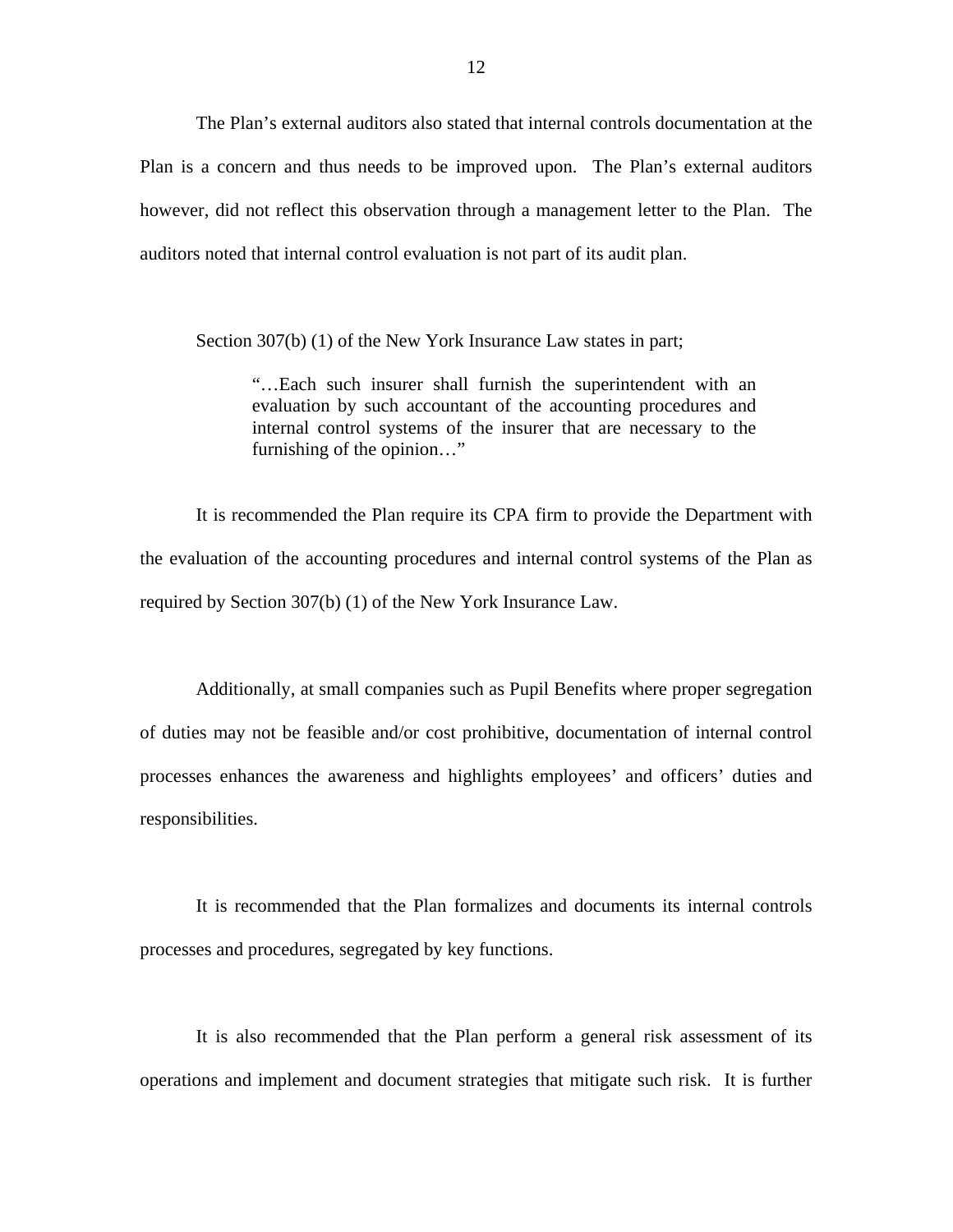The Plan's external auditors also stated that internal controls documentation at the Plan is a concern and thus needs to be improved upon. The Plan's external auditors however, did not reflect this observation through a management letter to the Plan. The auditors noted that internal control evaluation is not part of its audit plan.

Section 307(b) (1) of the New York Insurance Law states in part;

> "…Each such insurer shall furnish the superintendent with an evaluation by such accountant of the accounting procedures and internal control systems of the insurer that are necessary to the furnishing of the opinion…"

It is recommended the Plan require its CPA firm to provide the Department with the evaluation of the accounting procedures and internal control systems of the Plan as required by Section 307(b) (1) of the New York Insurance Law.

Additionally, at small companies such as Pupil Benefits where proper segregation of duties may not be feasible and/or cost prohibitive, documentation of internal control processes enhances the awareness and highlights employees' and officers' duties and responsibilities.

It is recommended that the Plan formalizes and documents its internal controls processes and procedures, segregated by key functions.

It is also recommended that the Plan perform a general risk assessment of its operations and implement and document strategies that mitigate such risk. It is further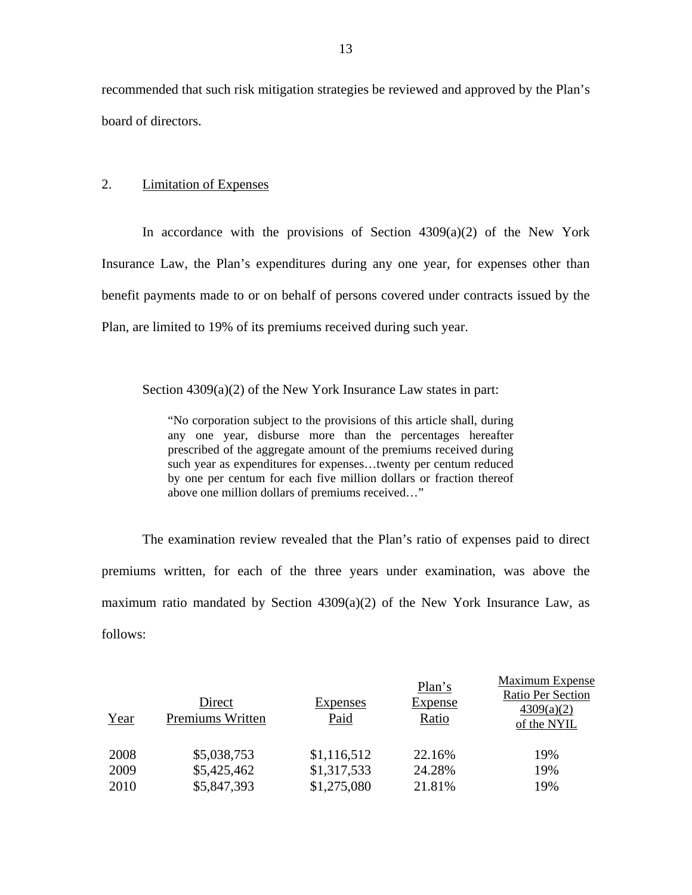recommended that such risk mitigation strategies be reviewed and approved by the Plan's board of directors.

2. Limitation of Expenses

In accordance with the provisions of Section 4309(a)(2) of the New York Insurance Law, the Plan's expenditures during any one year, for expenses other than benefit payments made to or on behalf of persons covered under contracts issued by the Plan, are limited to 19% of its premiums received during such year.

Section 4309(a)(2) of the New York Insurance Law states in part:

> "No corporation subject to the provisions of this article shall, during any one year, disburse more than the percentages hereafter prescribed of the aggregate amount of the premiums received during such year as expenditures for expenses…twenty per centum reduced by one per centum for each five million dollars or fraction thereof above one million dollars of premiums received…"

The examination review revealed that the Plan's ratio of expenses paid to direct premiums written, for each of the three years under examination, was above the maximum ratio mandated by Section 4309(a)(2) of the New York Insurance Law, as follows:

| Year | Direct Premiums Written | Expenses Paid | Plan's Expense Ratio | Maximum Expense Ratio Per Section 4309(a)(2) of the NYIL |
|---|---|---|---|---|
| 2008 | $5,038,753 | $1,116,512 | 22.16% | 19% |
| 2009 | $5,425,462 | $1,317,533 | 24.28% | 19% |
| 2010 | $5,847,393 | $1,275,080 | 21.81% | 19% |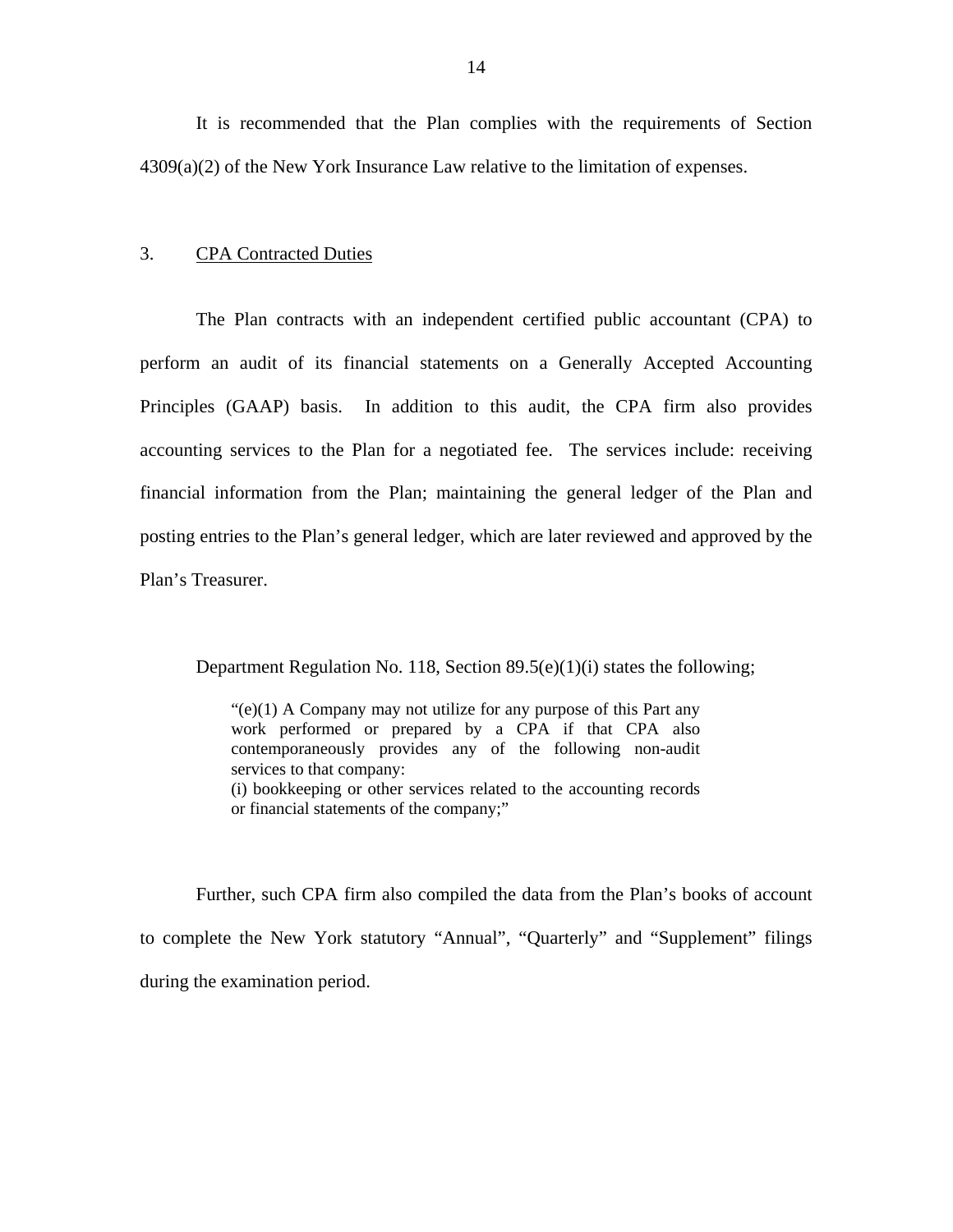It is recommended that the Plan complies with the requirements of Section 4309(a)(2) of the New York Insurance Law relative to the limitation of expenses.

3. CPA Contracted Duties

The Plan contracts with an independent certified public accountant (CPA) to perform an audit of its financial statements on a Generally Accepted Accounting Principles (GAAP) basis. In addition to this audit, the CPA firm also provides accounting services to the Plan for a negotiated fee. The services include: receiving financial information from the Plan; maintaining the general ledger of the Plan and posting entries to the Plan's general ledger, which are later reviewed and approved by the Plan's Treasurer.

Department Regulation No. 118, Section 89.5(e)(1)(i) states the following;

> "(e)(1) A Company may not utilize for any purpose of this Part any work performed or prepared by a CPA if that CPA also contemporaneously provides any of the following non-audit services to that company:
> (i) bookkeeping or other services related to the accounting records or financial statements of the company;"

Further, such CPA firm also compiled the data from the Plan's books of account to complete the New York statutory "Annual", "Quarterly" and "Supplement" filings during the examination period.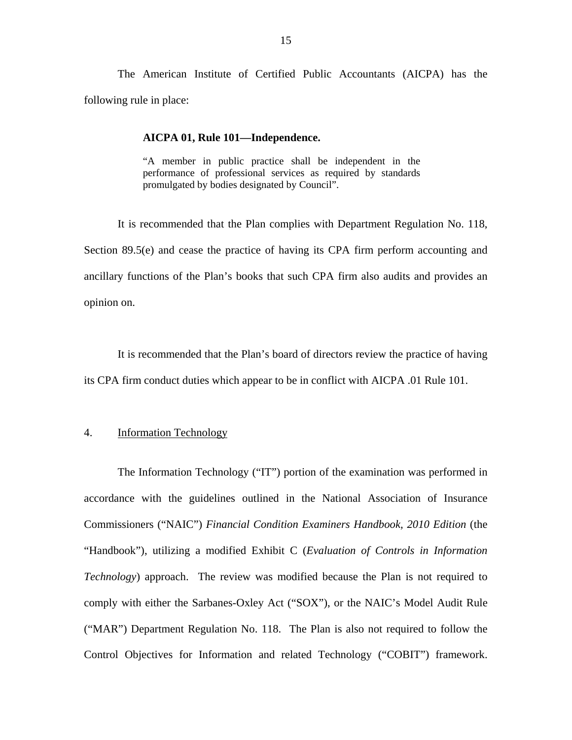The American Institute of Certified Public Accountants (AICPA) has the following rule in place:

> **AICPA 01, Rule 101—Independence.**
>
> "A member in public practice shall be independent in the performance of professional services as required by standards promulgated by bodies designated by Council".

It is recommended that the Plan complies with Department Regulation No. 118, Section 89.5(e) and cease the practice of having its CPA firm perform accounting and ancillary functions of the Plan's books that such CPA firm also audits and provides an opinion on.

It is recommended that the Plan's board of directors review the practice of having its CPA firm conduct duties which appear to be in conflict with AICPA .01 Rule 101.

## 4. Information Technology

The Information Technology ("IT") portion of the examination was performed in accordance with the guidelines outlined in the National Association of Insurance Commissioners ("NAIC") *Financial Condition Examiners Handbook, 2010 Edition* (the "Handbook"), utilizing a modified Exhibit C (*Evaluation of Controls in Information Technology*) approach. The review was modified because the Plan is not required to comply with either the Sarbanes-Oxley Act ("SOX"), or the NAIC's Model Audit Rule ("MAR") Department Regulation No. 118. The Plan is also not required to follow the Control Objectives for Information and related Technology ("COBIT") framework.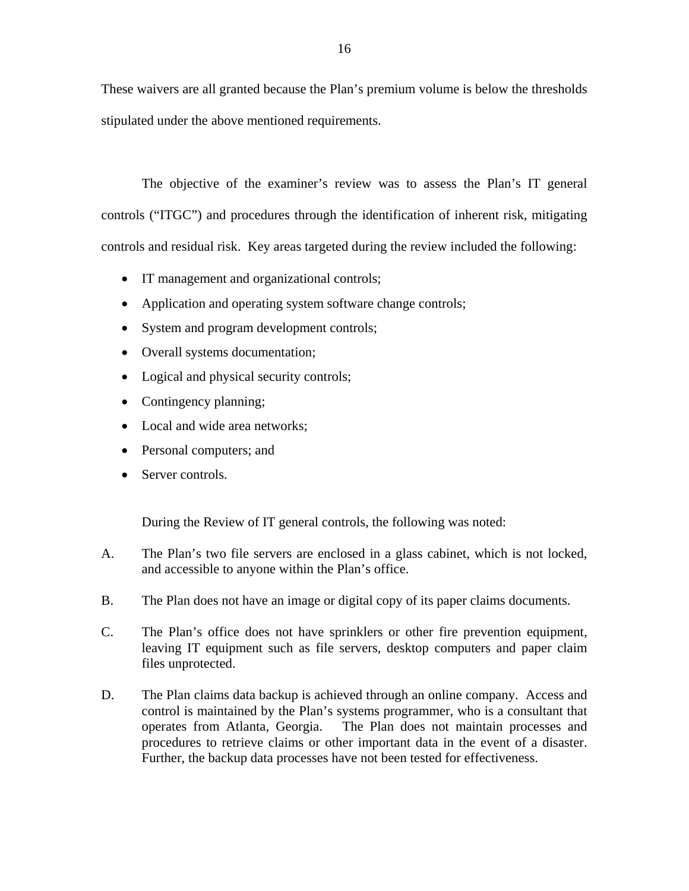These waivers are all granted because the Plan's premium volume is below the thresholds stipulated under the above mentioned requirements.

The objective of the examiner's review was to assess the Plan's IT general controls ("ITGC") and procedures through the identification of inherent risk, mitigating controls and residual risk. Key areas targeted during the review included the following:

- IT management and organizational controls;
- Application and operating system software change controls;
- System and program development controls;
- Overall systems documentation;
- Logical and physical security controls;
- Contingency planning;
- Local and wide area networks;
- Personal computers; and
- Server controls.

During the Review of IT general controls, the following was noted:

A. The Plan's two file servers are enclosed in a glass cabinet, which is not locked, and accessible to anyone within the Plan's office.

B. The Plan does not have an image or digital copy of its paper claims documents.

C. The Plan's office does not have sprinklers or other fire prevention equipment, leaving IT equipment such as file servers, desktop computers and paper claim files unprotected.

D. The Plan claims data backup is achieved through an online company. Access and control is maintained by the Plan's systems programmer, who is a consultant that operates from Atlanta, Georgia. The Plan does not maintain processes and procedures to retrieve claims or other important data in the event of a disaster. Further, the backup data processes have not been tested for effectiveness.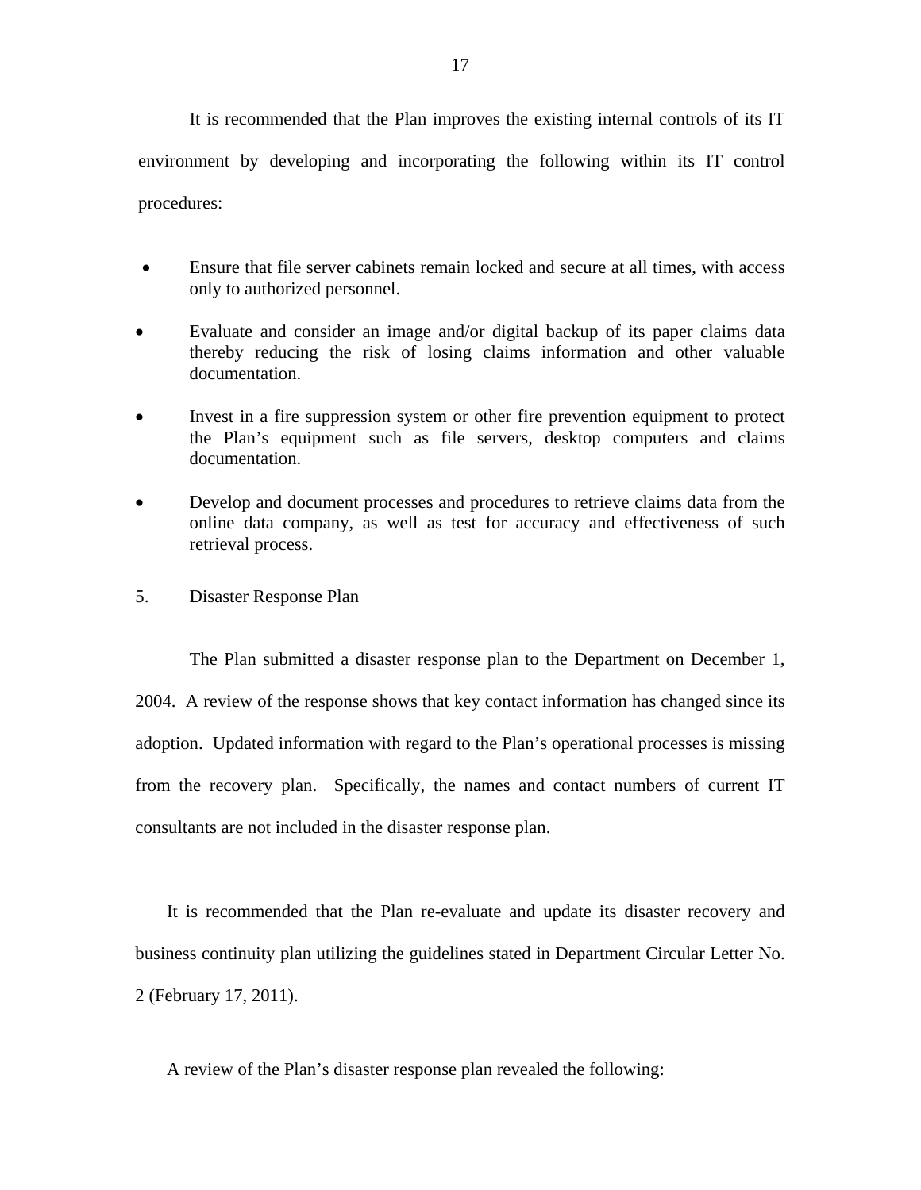It is recommended that the Plan improves the existing internal controls of its IT environment by developing and incorporating the following within its IT control procedures:

- Ensure that file server cabinets remain locked and secure at all times, with access only to authorized personnel.
- Evaluate and consider an image and/or digital backup of its paper claims data thereby reducing the risk of losing claims information and other valuable documentation.
- Invest in a fire suppression system or other fire prevention equipment to protect the Plan's equipment such as file servers, desktop computers and claims documentation.
- Develop and document processes and procedures to retrieve claims data from the online data company, as well as test for accuracy and effectiveness of such retrieval process.

5. Disaster Response Plan

The Plan submitted a disaster response plan to the Department on December 1, 2004. A review of the response shows that key contact information has changed since its adoption. Updated information with regard to the Plan's operational processes is missing from the recovery plan. Specifically, the names and contact numbers of current IT consultants are not included in the disaster response plan.

It is recommended that the Plan re-evaluate and update its disaster recovery and business continuity plan utilizing the guidelines stated in Department Circular Letter No. 2 (February 17, 2011).

A review of the Plan's disaster response plan revealed the following: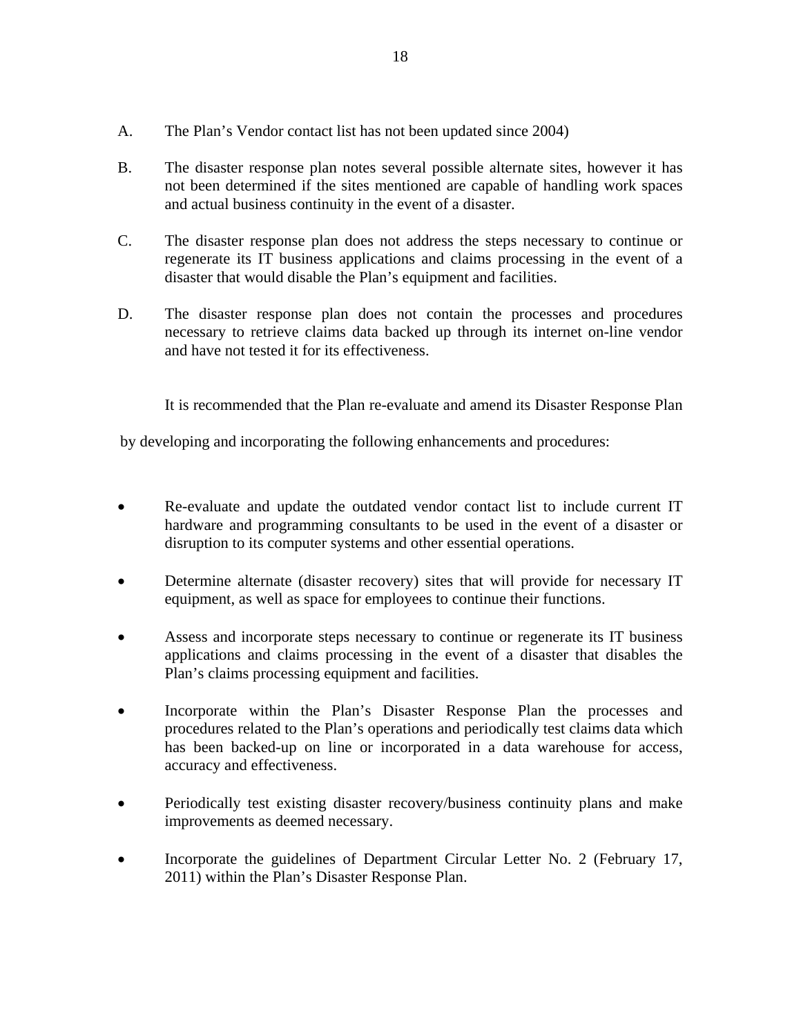A. The Plan's Vendor contact list has not been updated since 2004)

B. The disaster response plan notes several possible alternate sites, however it has not been determined if the sites mentioned are capable of handling work spaces and actual business continuity in the event of a disaster.

C. The disaster response plan does not address the steps necessary to continue or regenerate its IT business applications and claims processing in the event of a disaster that would disable the Plan's equipment and facilities.

D. The disaster response plan does not contain the processes and procedures necessary to retrieve claims data backed up through its internet on-line vendor and have not tested it for its effectiveness.

It is recommended that the Plan re-evaluate and amend its Disaster Response Plan by developing and incorporating the following enhancements and procedures:

- Re-evaluate and update the outdated vendor contact list to include current IT hardware and programming consultants to be used in the event of a disaster or disruption to its computer systems and other essential operations.

- Determine alternate (disaster recovery) sites that will provide for necessary IT equipment, as well as space for employees to continue their functions.

- Assess and incorporate steps necessary to continue or regenerate its IT business applications and claims processing in the event of a disaster that disables the Plan's claims processing equipment and facilities.

- Incorporate within the Plan's Disaster Response Plan the processes and procedures related to the Plan's operations and periodically test claims data which has been backed-up on line or incorporated in a data warehouse for access, accuracy and effectiveness.

- Periodically test existing disaster recovery/business continuity plans and make improvements as deemed necessary.

- Incorporate the guidelines of Department Circular Letter No. 2 (February 17, 2011) within the Plan's Disaster Response Plan.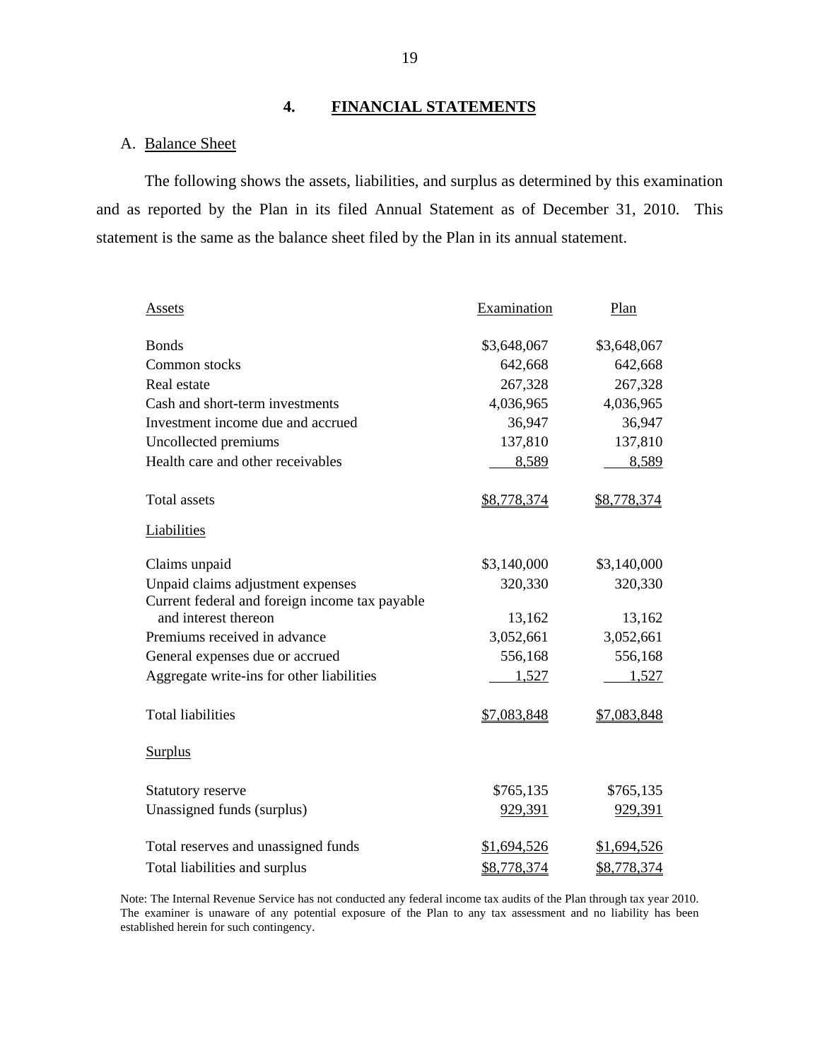## 4. FINANCIAL STATEMENTS

### A. Balance Sheet

The following shows the assets, liabilities, and surplus as determined by this examination and as reported by the Plan in its filed Annual Statement as of December 31, 2010. This statement is the same as the balance sheet filed by the Plan in its annual statement.

| Assets | Examination | Plan |
|---|---|---|
| Bonds | $3,648,067 | $3,648,067 |
| Common stocks | 642,668 | 642,668 |
| Real estate | 267,328 | 267,328 |
| Cash and short-term investments | 4,036,965 | 4,036,965 |
| Investment income due and accrued | 36,947 | 36,947 |
| Uncollected premiums | 137,810 | 137,810 |
| Health care and other receivables | 8,589 | 8,589 |
| Total assets | $8,778,374 | $8,778,374 |
| **Liabilities** | | |
| Claims unpaid | $3,140,000 | $3,140,000 |
| Unpaid claims adjustment expenses | 320,330 | 320,330 |
| Current federal and foreign income tax payable and interest thereon | 13,162 | 13,162 |
| Premiums received in advance | 3,052,661 | 3,052,661 |
| General expenses due or accrued | 556,168 | 556,168 |
| Aggregate write-ins for other liabilities | 1,527 | 1,527 |
| Total liabilities | $7,083,848 | $7,083,848 |
| **Surplus** | | |
| Statutory reserve | $765,135 | $765,135 |
| Unassigned funds (surplus) | 929,391 | 929,391 |
| Total reserves and unassigned funds | $1,694,526 | $1,694,526 |
| Total liabilities and surplus | $8,778,374 | $8,778,374 |

Note: The Internal Revenue Service has not conducted any federal income tax audits of the Plan through tax year 2010. The examiner is unaware of any potential exposure of the Plan to any tax assessment and no liability has been established herein for such contingency.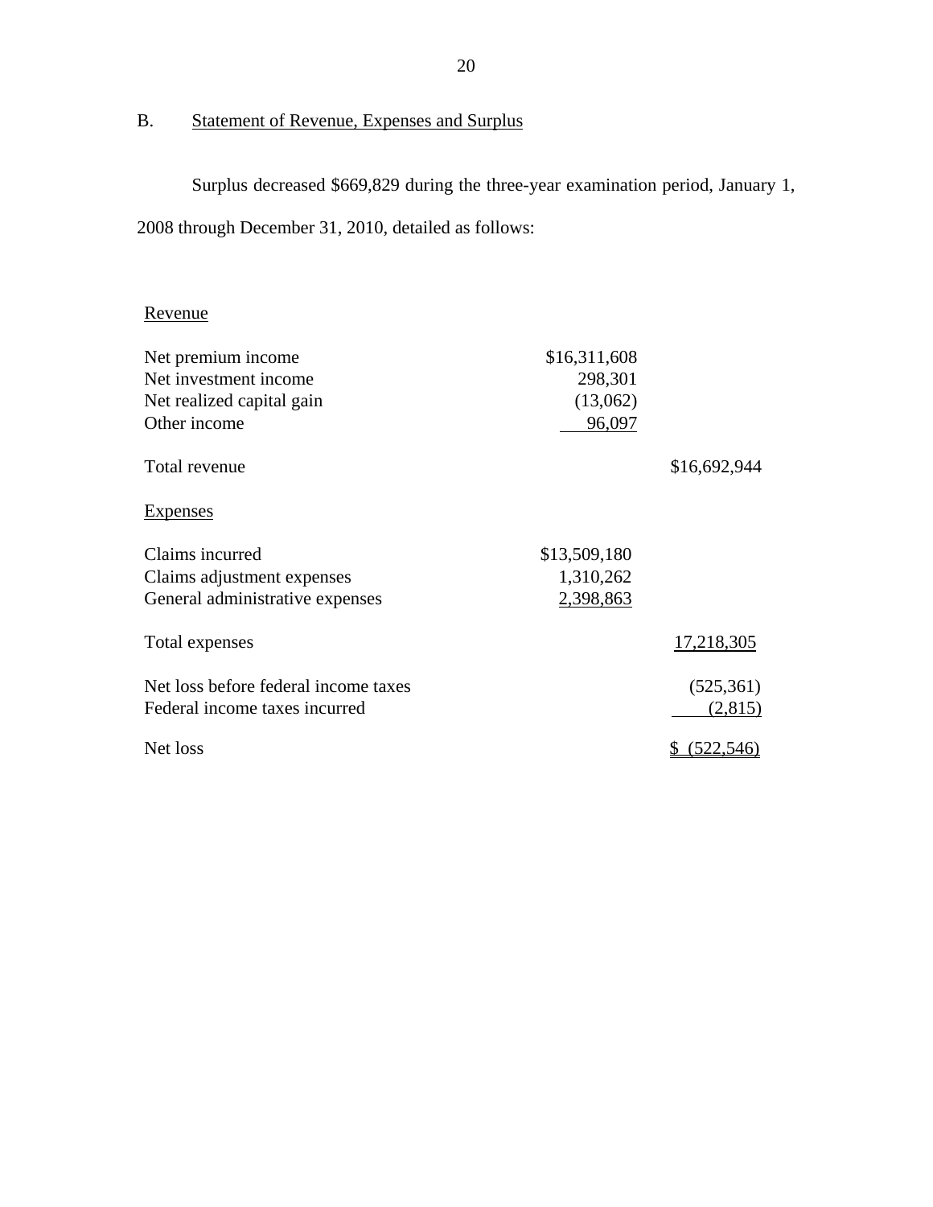## B. Statement of Revenue, Expenses and Surplus

Surplus decreased $669,829 during the three-year examination period, January 1, 2008 through December 31, 2010, detailed as follows:

| | | |
|---|---|---|
| Revenue | | |
| Net premium income | $16,311,608 | |
| Net investment income | 298,301 | |
| Net realized capital gain | (13,062) | |
| Other income | 96,097 | |
| Total revenue | | $16,692,944 |
| Expenses | | |
| Claims incurred | $13,509,180 | |
| Claims adjustment expenses | 1,310,262 | |
| General administrative expenses | 2,398,863 | |
| Total expenses | | 17,218,305 |
| Net loss before federal income taxes | | (525,361) |
| Federal income taxes incurred | | (2,815) |
| Net loss | | $ (522,546) |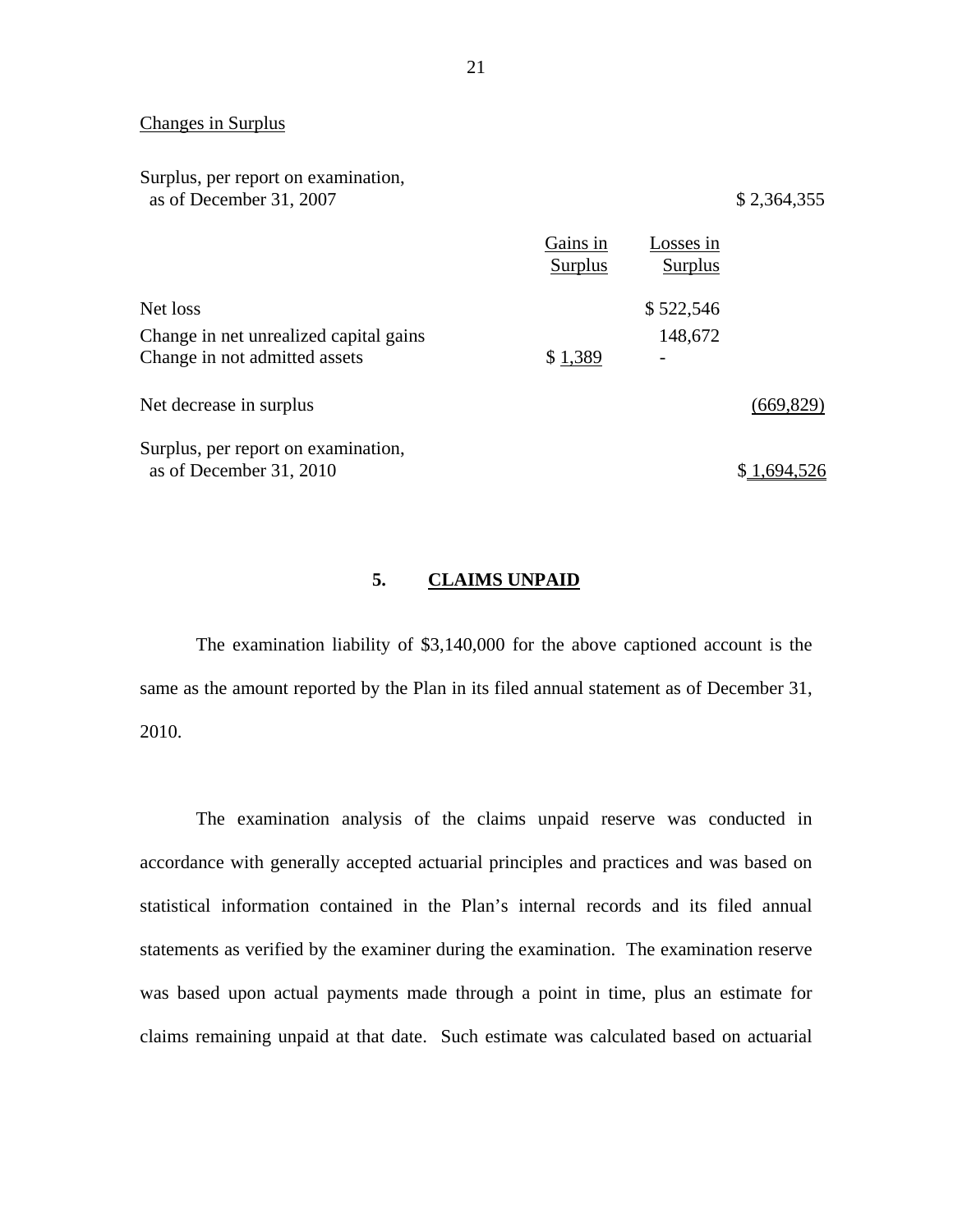Changes in Surplus

| | Gains in Surplus | Losses in Surplus | |
|---|---|---|---|
| Surplus, per report on examination, as of December 31, 2007 | | | $ 2,364,355 |
| Net loss | | $ 522,546 | |
| Change in net unrealized capital gains | | 148,672 | |
| Change in not admitted assets | $ 1,389 | - | |
| Net decrease in surplus | | | (669,829) |
| Surplus, per report on examination, as of December 31, 2010 | | | $ 1,694,526 |

## 5. CLAIMS UNPAID

The examination liability of $3,140,000 for the above captioned account is the same as the amount reported by the Plan in its filed annual statement as of December 31, 2010.

The examination analysis of the claims unpaid reserve was conducted in accordance with generally accepted actuarial principles and practices and was based on statistical information contained in the Plan's internal records and its filed annual statements as verified by the examiner during the examination. The examination reserve was based upon actual payments made through a point in time, plus an estimate for claims remaining unpaid at that date. Such estimate was calculated based on actuarial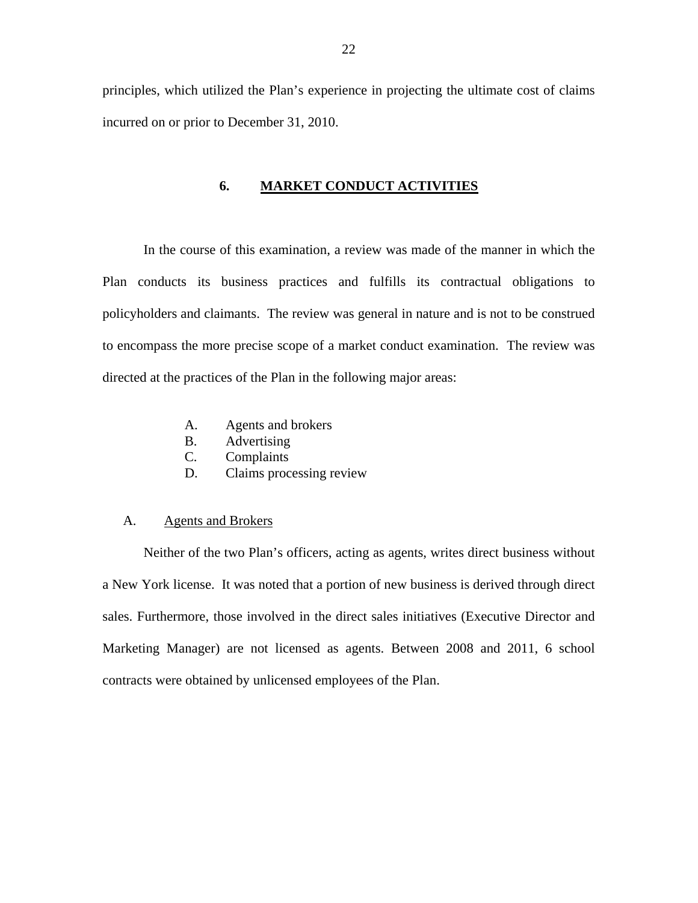principles, which utilized the Plan's experience in projecting the ultimate cost of claims incurred on or prior to December 31, 2010.

## 6. MARKET CONDUCT ACTIVITIES

In the course of this examination, a review was made of the manner in which the Plan conducts its business practices and fulfills its contractual obligations to policyholders and claimants. The review was general in nature and is not to be construed to encompass the more precise scope of a market conduct examination. The review was directed at the practices of the Plan in the following major areas:

A. Agents and brokers
B. Advertising
C. Complaints
D. Claims processing review

### A. Agents and Brokers

Neither of the two Plan's officers, acting as agents, writes direct business without a New York license. It was noted that a portion of new business is derived through direct sales. Furthermore, those involved in the direct sales initiatives (Executive Director and Marketing Manager) are not licensed as agents. Between 2008 and 2011, 6 school contracts were obtained by unlicensed employees of the Plan.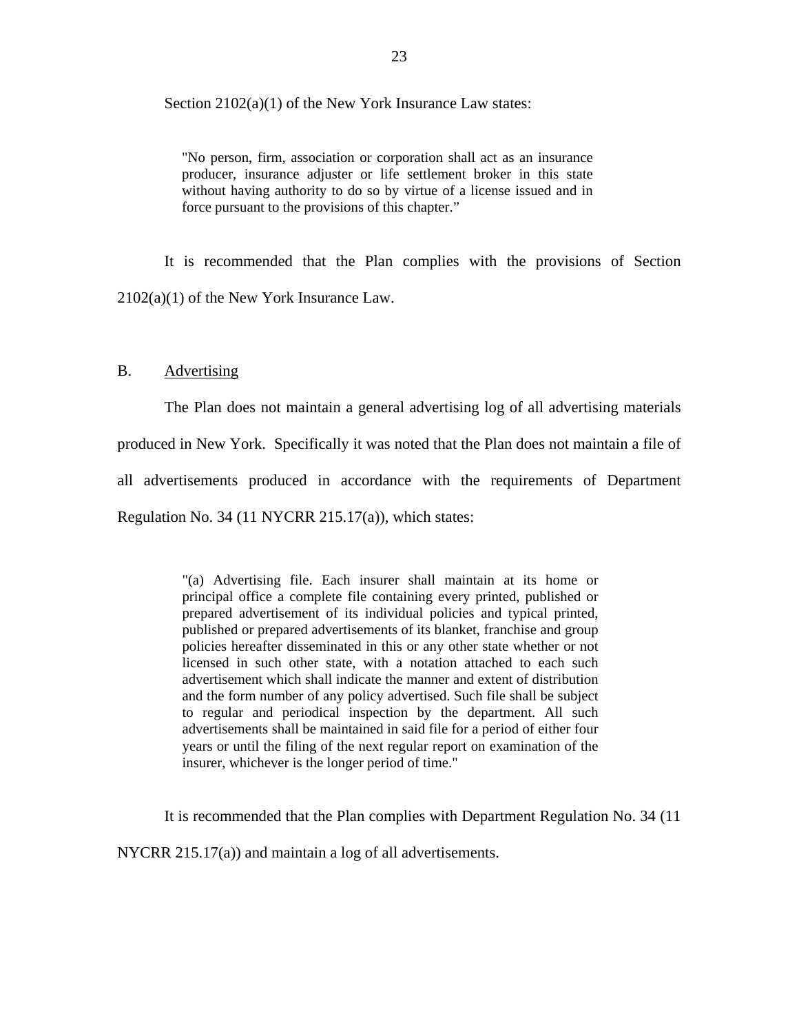Section 2102(a)(1) of the New York Insurance Law states:

> "No person, firm, association or corporation shall act as an insurance producer, insurance adjuster or life settlement broker in this state without having authority to do so by virtue of a license issued and in force pursuant to the provisions of this chapter."

It is recommended that the Plan complies with the provisions of Section 2102(a)(1) of the New York Insurance Law.

## B. Advertising

The Plan does not maintain a general advertising log of all advertising materials produced in New York. Specifically it was noted that the Plan does not maintain a file of all advertisements produced in accordance with the requirements of Department Regulation No. 34 (11 NYCRR 215.17(a)), which states:

> "(a) Advertising file. Each insurer shall maintain at its home or principal office a complete file containing every printed, published or prepared advertisement of its individual policies and typical printed, published or prepared advertisements of its blanket, franchise and group policies hereafter disseminated in this or any other state whether or not licensed in such other state, with a notation attached to each such advertisement which shall indicate the manner and extent of distribution and the form number of any policy advertised. Such file shall be subject to regular and periodical inspection by the department. All such advertisements shall be maintained in said file for a period of either four years or until the filing of the next regular report on examination of the insurer, whichever is the longer period of time."

It is recommended that the Plan complies with Department Regulation No. 34 (11 NYCRR 215.17(a)) and maintain a log of all advertisements.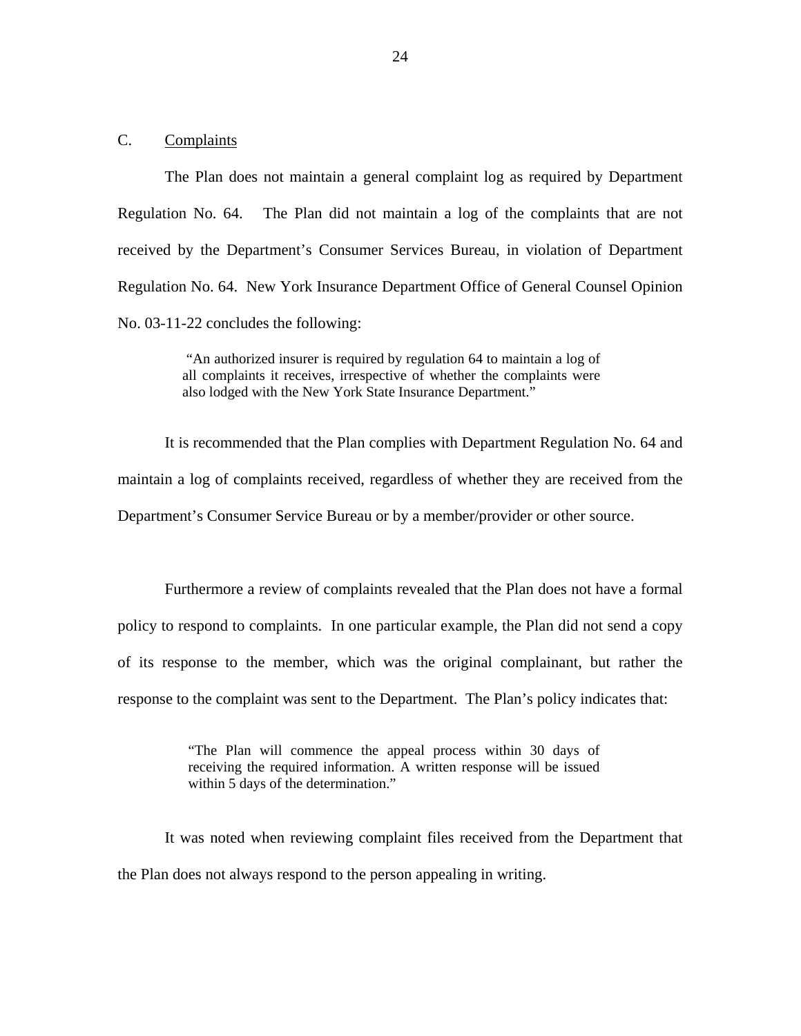## C. Complaints

The Plan does not maintain a general complaint log as required by Department Regulation No. 64. The Plan did not maintain a log of the complaints that are not received by the Department's Consumer Services Bureau, in violation of Department Regulation No. 64. New York Insurance Department Office of General Counsel Opinion No. 03-11-22 concludes the following:

> "An authorized insurer is required by regulation 64 to maintain a log of all complaints it receives, irrespective of whether the complaints were also lodged with the New York State Insurance Department."

It is recommended that the Plan complies with Department Regulation No. 64 and maintain a log of complaints received, regardless of whether they are received from the Department's Consumer Service Bureau or by a member/provider or other source.

Furthermore a review of complaints revealed that the Plan does not have a formal policy to respond to complaints. In one particular example, the Plan did not send a copy of its response to the member, which was the original complainant, but rather the response to the complaint was sent to the Department. The Plan's policy indicates that:

> "The Plan will commence the appeal process within 30 days of receiving the required information. A written response will be issued within 5 days of the determination."

It was noted when reviewing complaint files received from the Department that the Plan does not always respond to the person appealing in writing.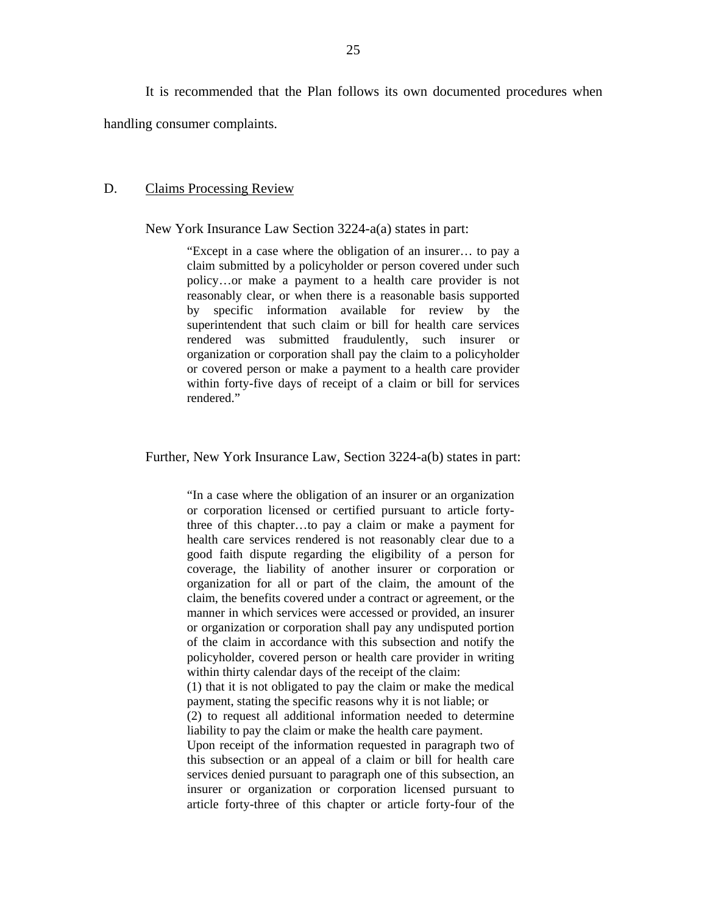It is recommended that the Plan follows its own documented procedures when handling consumer complaints.

## D. Claims Processing Review

New York Insurance Law Section 3224-a(a) states in part:

> "Except in a case where the obligation of an insurer… to pay a claim submitted by a policyholder or person covered under such policy…or make a payment to a health care provider is not reasonably clear, or when there is a reasonable basis supported by specific information available for review by the superintendent that such claim or bill for health care services rendered was submitted fraudulently, such insurer or organization or corporation shall pay the claim to a policyholder or covered person or make a payment to a health care provider within forty-five days of receipt of a claim or bill for services rendered."

Further, New York Insurance Law, Section 3224-a(b) states in part:

> "In a case where the obligation of an insurer or an organization or corporation licensed or certified pursuant to article forty-three of this chapter…to pay a claim or make a payment for health care services rendered is not reasonably clear due to a good faith dispute regarding the eligibility of a person for coverage, the liability of another insurer or corporation or organization for all or part of the claim, the amount of the claim, the benefits covered under a contract or agreement, or the manner in which services were accessed or provided, an insurer or organization or corporation shall pay any undisputed portion of the claim in accordance with this subsection and notify the policyholder, covered person or health care provider in writing within thirty calendar days of the receipt of the claim:
> (1) that it is not obligated to pay the claim or make the medical payment, stating the specific reasons why it is not liable; or
> (2) to request all additional information needed to determine liability to pay the claim or make the health care payment.
> Upon receipt of the information requested in paragraph two of this subsection or an appeal of a claim or bill for health care services denied pursuant to paragraph one of this subsection, an insurer or organization or corporation licensed pursuant to article forty-three of this chapter or article forty-four of the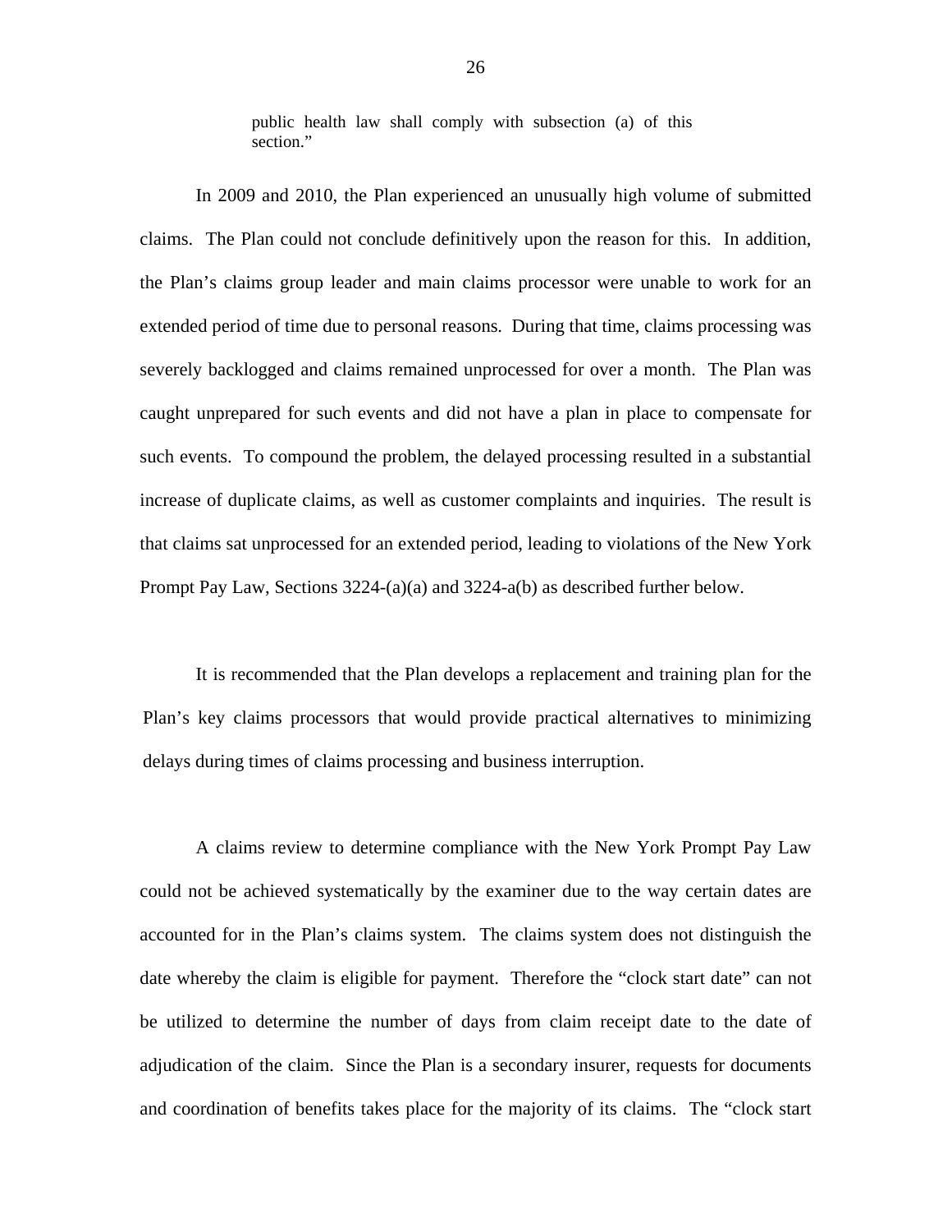> public health law shall comply with subsection (a) of this section."

In 2009 and 2010, the Plan experienced an unusually high volume of submitted claims. The Plan could not conclude definitively upon the reason for this. In addition, the Plan's claims group leader and main claims processor were unable to work for an extended period of time due to personal reasons. During that time, claims processing was severely backlogged and claims remained unprocessed for over a month. The Plan was caught unprepared for such events and did not have a plan in place to compensate for such events. To compound the problem, the delayed processing resulted in a substantial increase of duplicate claims, as well as customer complaints and inquiries. The result is that claims sat unprocessed for an extended period, leading to violations of the New York Prompt Pay Law, Sections 3224-(a)(a) and 3224-a(b) as described further below.

It is recommended that the Plan develops a replacement and training plan for the Plan's key claims processors that would provide practical alternatives to minimizing delays during times of claims processing and business interruption.

A claims review to determine compliance with the New York Prompt Pay Law could not be achieved systematically by the examiner due to the way certain dates are accounted for in the Plan's claims system. The claims system does not distinguish the date whereby the claim is eligible for payment. Therefore the "clock start date" can not be utilized to determine the number of days from claim receipt date to the date of adjudication of the claim. Since the Plan is a secondary insurer, requests for documents and coordination of benefits takes place for the majority of its claims. The "clock start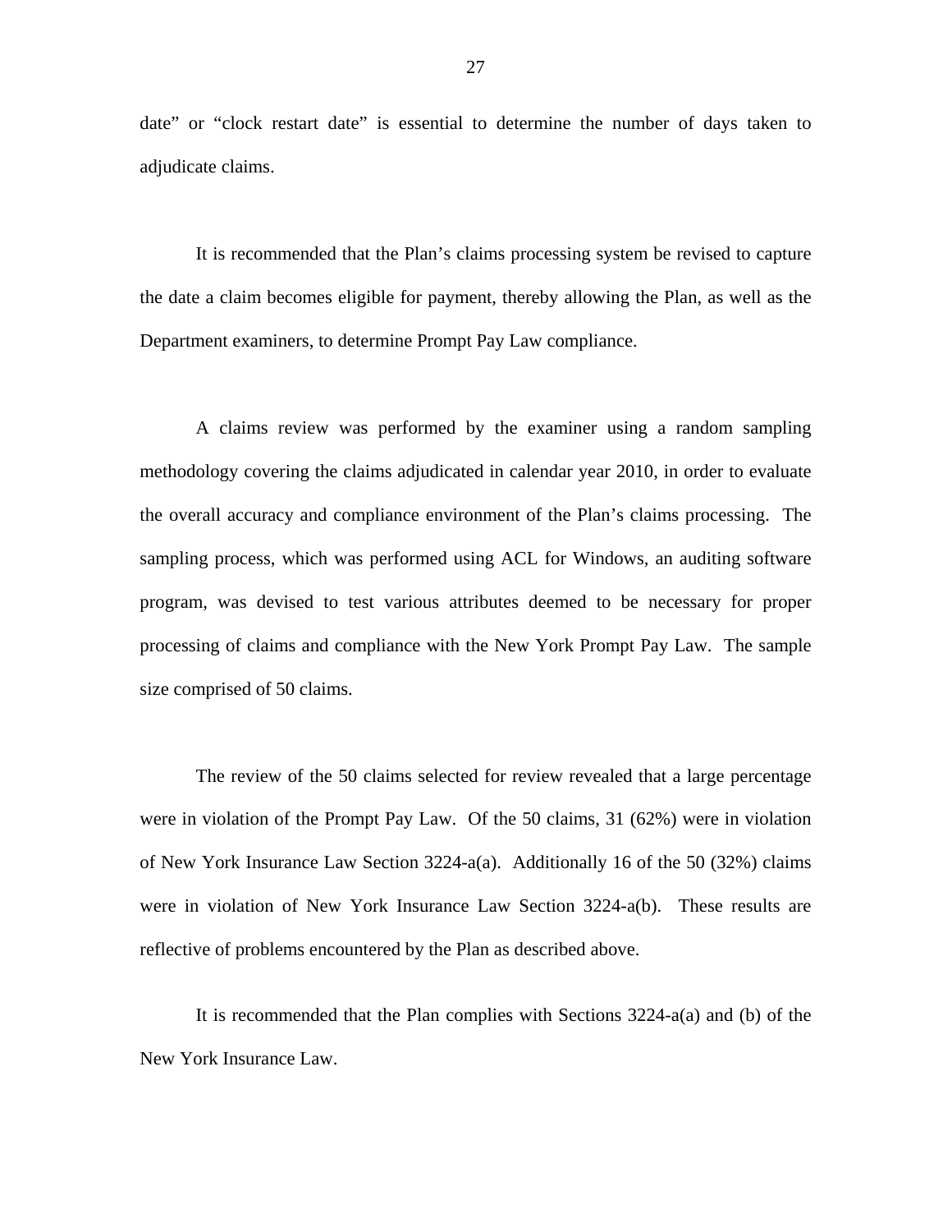date" or "clock restart date" is essential to determine the number of days taken to adjudicate claims.

It is recommended that the Plan's claims processing system be revised to capture the date a claim becomes eligible for payment, thereby allowing the Plan, as well as the Department examiners, to determine Prompt Pay Law compliance.

A claims review was performed by the examiner using a random sampling methodology covering the claims adjudicated in calendar year 2010, in order to evaluate the overall accuracy and compliance environment of the Plan's claims processing. The sampling process, which was performed using ACL for Windows, an auditing software program, was devised to test various attributes deemed to be necessary for proper processing of claims and compliance with the New York Prompt Pay Law. The sample size comprised of 50 claims.

The review of the 50 claims selected for review revealed that a large percentage were in violation of the Prompt Pay Law. Of the 50 claims, 31 (62%) were in violation of New York Insurance Law Section 3224-a(a). Additionally 16 of the 50 (32%) claims were in violation of New York Insurance Law Section 3224-a(b). These results are reflective of problems encountered by the Plan as described above.

It is recommended that the Plan complies with Sections 3224-a(a) and (b) of the New York Insurance Law.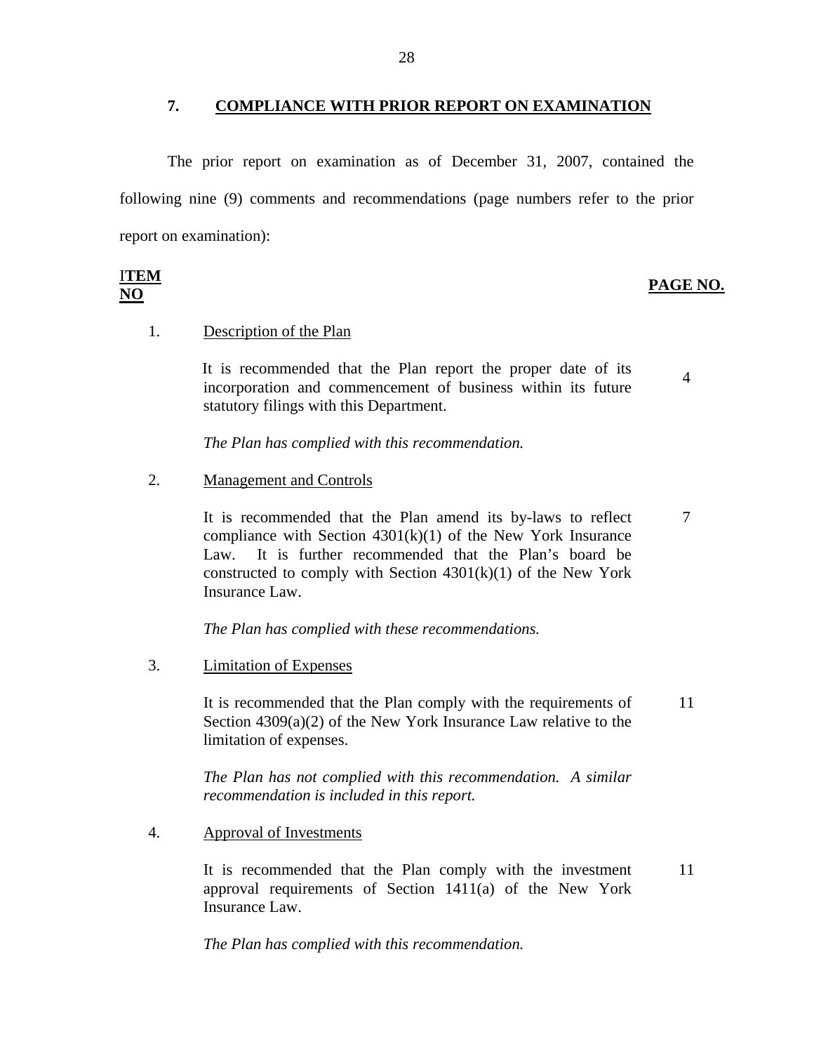## 7. COMPLIANCE WITH PRIOR REPORT ON EXAMINATION

The prior report on examination as of December 31, 2007, contained the following nine (9) comments and recommendations (page numbers refer to the prior report on examination):

| ITEM NO | | PAGE NO. |
|---|---|---|
| 1. | Description of the Plan | |
| | It is recommended that the Plan report the proper date of its incorporation and commencement of business within its future statutory filings with this Department. | 4 |
| | *The Plan has complied with this recommendation.* | |
| 2. | Management and Controls | |
| | It is recommended that the Plan amend its by-laws to reflect compliance with Section 4301(k)(1) of the New York Insurance Law. It is further recommended that the Plan's board be constructed to comply with Section 4301(k)(1) of the New York Insurance Law. | 7 |
| | *The Plan has complied with these recommendations.* | |
| 3. | Limitation of Expenses | |
| | It is recommended that the Plan comply with the requirements of Section 4309(a)(2) of the New York Insurance Law relative to the limitation of expenses. | 11 |
| | *The Plan has not complied with this recommendation. A similar recommendation is included in this report.* | |
| 4. | Approval of Investments | |
| | It is recommended that the Plan comply with the investment approval requirements of Section 1411(a) of the New York Insurance Law. | 11 |
| | *The Plan has complied with this recommendation.* | |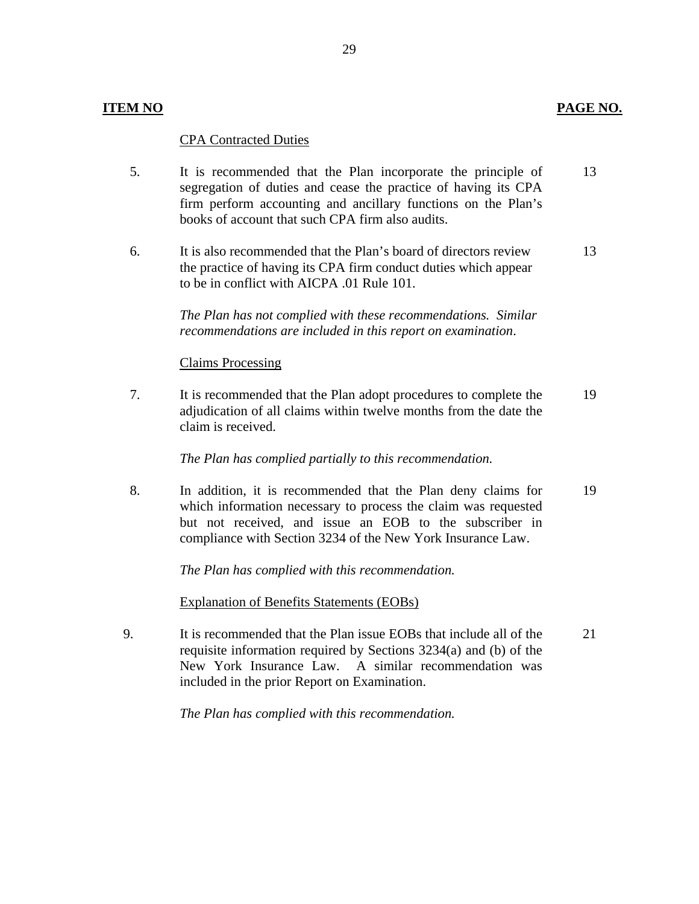| **ITEM NO** | | **PAGE NO.** |
|---|---|---|
| | CPA Contracted Duties | |
| 5. | It is recommended that the Plan incorporate the principle of segregation of duties and cease the practice of having its CPA firm perform accounting and ancillary functions on the Plan's books of account that such CPA firm also audits. | 13 |
| 6. | It is also recommended that the Plan's board of directors review the practice of having its CPA firm conduct duties which appear to be in conflict with AICPA .01 Rule 101.<br><br>*The Plan has not complied with these recommendations. Similar recommendations are included in this report on examination*. | 13 |
| | Claims Processing | |
| 7. | It is recommended that the Plan adopt procedures to complete the adjudication of all claims within twelve months from the date the claim is received.<br><br>*The Plan has complied partially to this recommendation.* | 19 |
| 8. | In addition, it is recommended that the Plan deny claims for which information necessary to process the claim was requested but not received, and issue an EOB to the subscriber in compliance with Section 3234 of the New York Insurance Law.<br><br>*The Plan has complied with this recommendation.* | 19 |
| | Explanation of Benefits Statements (EOBs) | |
| 9. | It is recommended that the Plan issue EOBs that include all of the requisite information required by Sections 3234(a) and (b) of the New York Insurance Law. A similar recommendation was included in the prior Report on Examination.<br><br>*The Plan has complied with this recommendation.* | 21 |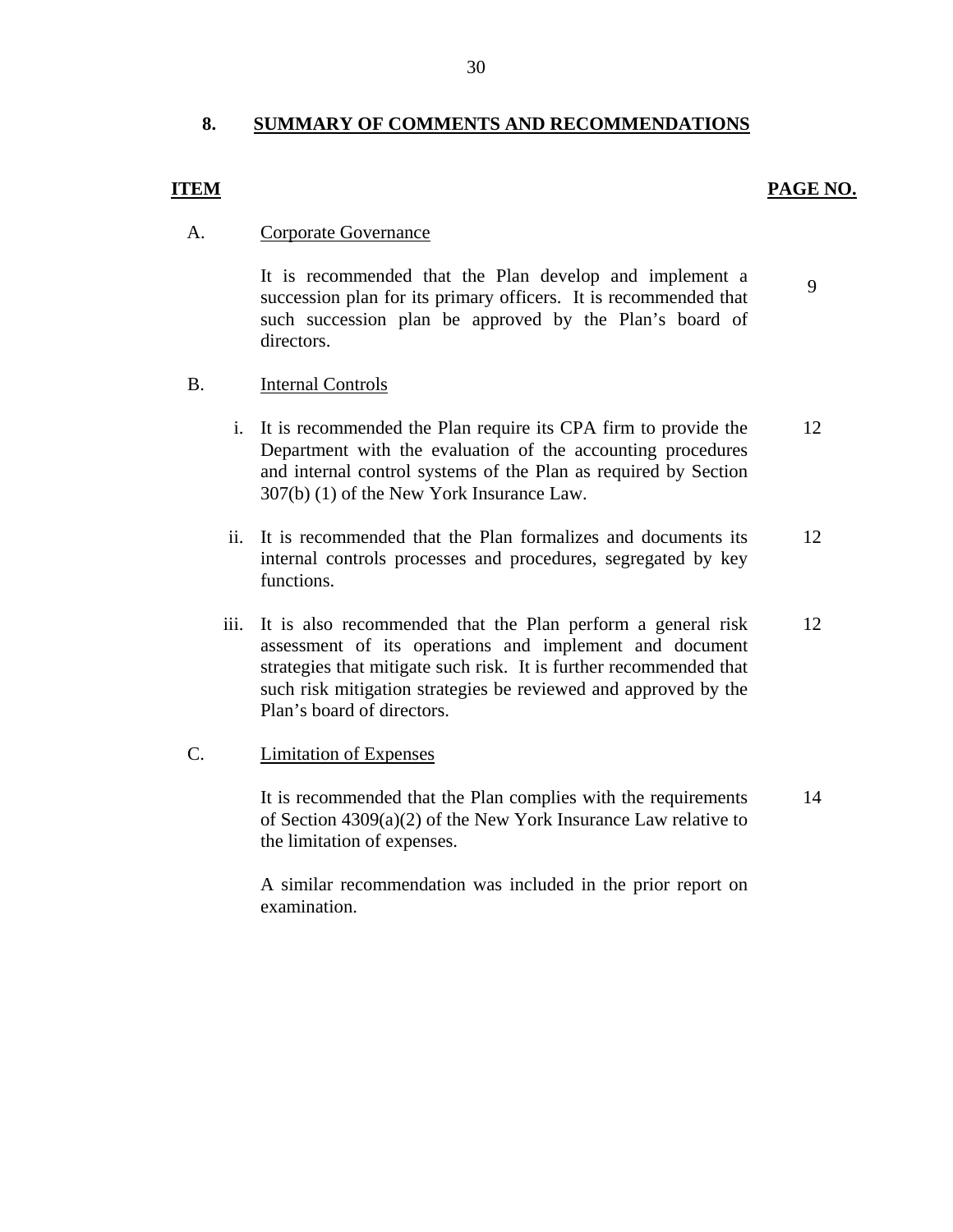## 8. SUMMARY OF COMMENTS AND RECOMMENDATIONS

| ITEM | | PAGE NO. |
|---|---|---|
| A. | Corporate Governance | |
| | It is recommended that the Plan develop and implement a succession plan for its primary officers. It is recommended that such succession plan be approved by the Plan's board of directors. | 9 |
| B. | Internal Controls | |
| | i. It is recommended the Plan require its CPA firm to provide the Department with the evaluation of the accounting procedures and internal control systems of the Plan as required by Section 307(b) (1) of the New York Insurance Law. | 12 |
| | ii. It is recommended that the Plan formalizes and documents its internal controls processes and procedures, segregated by key functions. | 12 |
| | iii. It is also recommended that the Plan perform a general risk assessment of its operations and implement and document strategies that mitigate such risk. It is further recommended that such risk mitigation strategies be reviewed and approved by the Plan's board of directors. | 12 |
| C. | Limitation of Expenses | |
| | It is recommended that the Plan complies with the requirements of Section 4309(a)(2) of the New York Insurance Law relative to the limitation of expenses. | 14 |
| | A similar recommendation was included in the prior report on examination. | |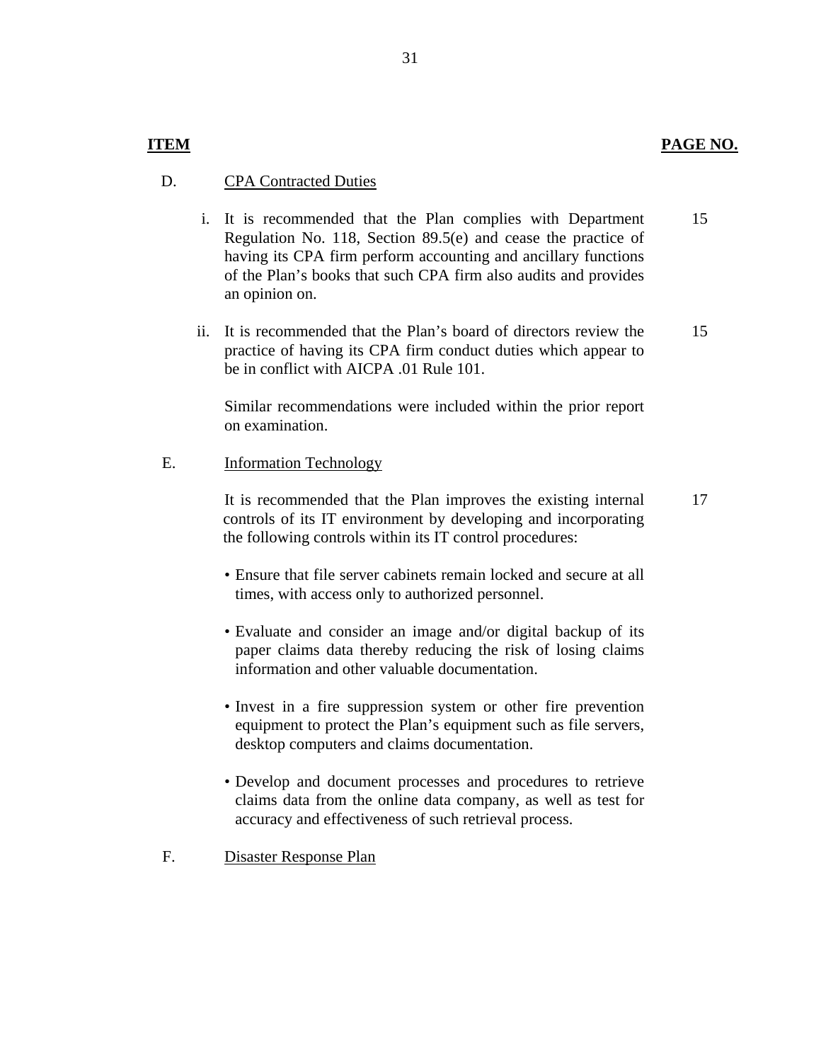| ITEM | | PAGE NO. |
|---|---|---|
| D. | CPA Contracted Duties | |
| | i. It is recommended that the Plan complies with Department Regulation No. 118, Section 89.5(e) and cease the practice of having its CPA firm perform accounting and ancillary functions of the Plan's books that such CPA firm also audits and provides an opinion on. | 15 |
| | ii. It is recommended that the Plan's board of directors review the practice of having its CPA firm conduct duties which appear to be in conflict with AICPA .01 Rule 101. | 15 |
| | Similar recommendations were included within the prior report on examination. | |
| E. | Information Technology | |
| | It is recommended that the Plan improves the existing internal controls of its IT environment by developing and incorporating the following controls within its IT control procedures: | 17 |
| | • Ensure that file server cabinets remain locked and secure at all times, with access only to authorized personnel. | |
| | • Evaluate and consider an image and/or digital backup of its paper claims data thereby reducing the risk of losing claims information and other valuable documentation. | |
| | • Invest in a fire suppression system or other fire prevention equipment to protect the Plan's equipment such as file servers, desktop computers and claims documentation. | |
| | • Develop and document processes and procedures to retrieve claims data from the online data company, as well as test for accuracy and effectiveness of such retrieval process. | |
| F. | Disaster Response Plan | |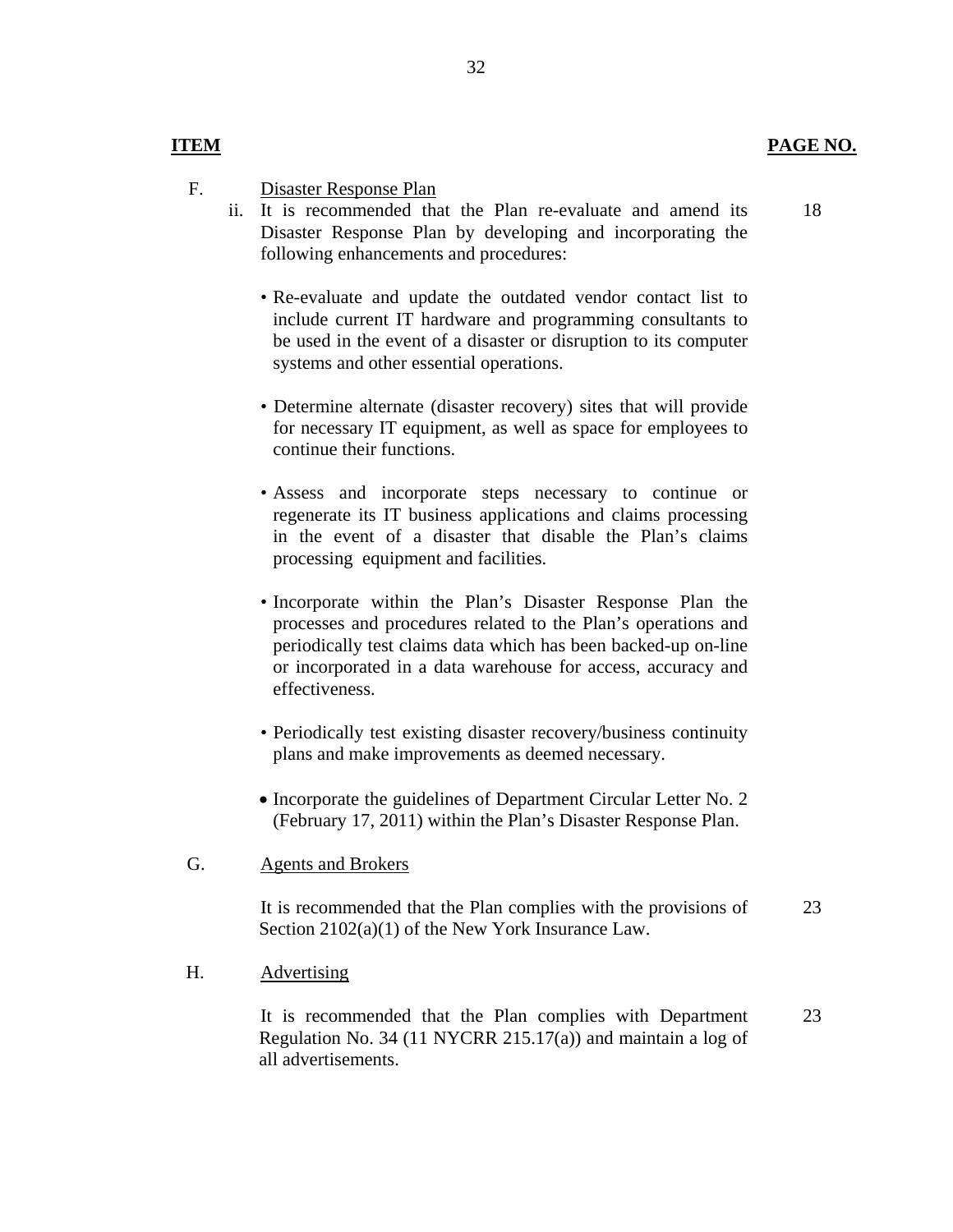| ITEM | | PAGE NO. |
|---|---|---|
| F. | Disaster Response Plan | |
| | ii. It is recommended that the Plan re-evaluate and amend its Disaster Response Plan by developing and incorporating the following enhancements and procedures: | 18 |

- Re-evaluate and update the outdated vendor contact list to include current IT hardware and programming consultants to be used in the event of a disaster or disruption to its computer systems and other essential operations.

- Determine alternate (disaster recovery) sites that will provide for necessary IT equipment, as well as space for employees to continue their functions.

- Assess and incorporate steps necessary to continue or regenerate its IT business applications and claims processing in the event of a disaster that disable the Plan's claims processing equipment and facilities.

- Incorporate within the Plan's Disaster Response Plan the processes and procedures related to the Plan's operations and periodically test claims data which has been backed-up on-line or incorporated in a data warehouse for access, accuracy and effectiveness.

- Periodically test existing disaster recovery/business continuity plans and make improvements as deemed necessary.

- Incorporate the guidelines of Department Circular Letter No. 2 (February 17, 2011) within the Plan's Disaster Response Plan.

| | | |
|---|---|---|
| G. | Agents and Brokers | |
| | It is recommended that the Plan complies with the provisions of Section 2102(a)(1) of the New York Insurance Law. | 23 |
| H. | Advertising | |
| | It is recommended that the Plan complies with Department Regulation No. 34 (11 NYCRR 215.17(a)) and maintain a log of all advertisements. | 23 |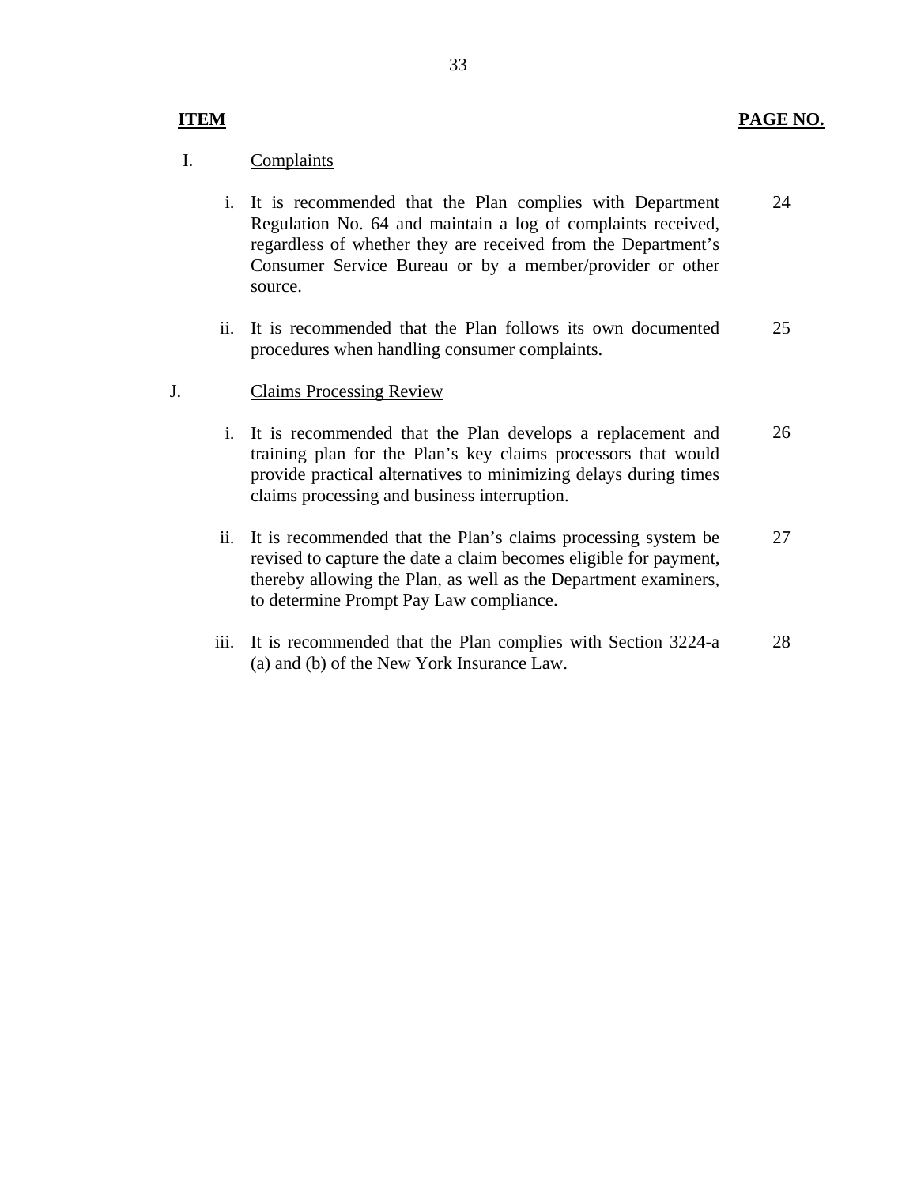| ITEM | | PAGE NO. |
| --- | --- | --- |
| I. | Complaints | |
| | i. It is recommended that the Plan complies with Department Regulation No. 64 and maintain a log of complaints received, regardless of whether they are received from the Department's Consumer Service Bureau or by a member/provider or other source. | 24 |
| | ii. It is recommended that the Plan follows its own documented procedures when handling consumer complaints. | 25 |
| J. | Claims Processing Review | |
| | i. It is recommended that the Plan develops a replacement and training plan for the Plan's key claims processors that would provide practical alternatives to minimizing delays during times claims processing and business interruption. | 26 |
| | ii. It is recommended that the Plan's claims processing system be revised to capture the date a claim becomes eligible for payment, thereby allowing the Plan, as well as the Department examiners, to determine Prompt Pay Law compliance. | 27 |
| | iii. It is recommended that the Plan complies with Section 3224-a (a) and (b) of the New York Insurance Law. | 28 |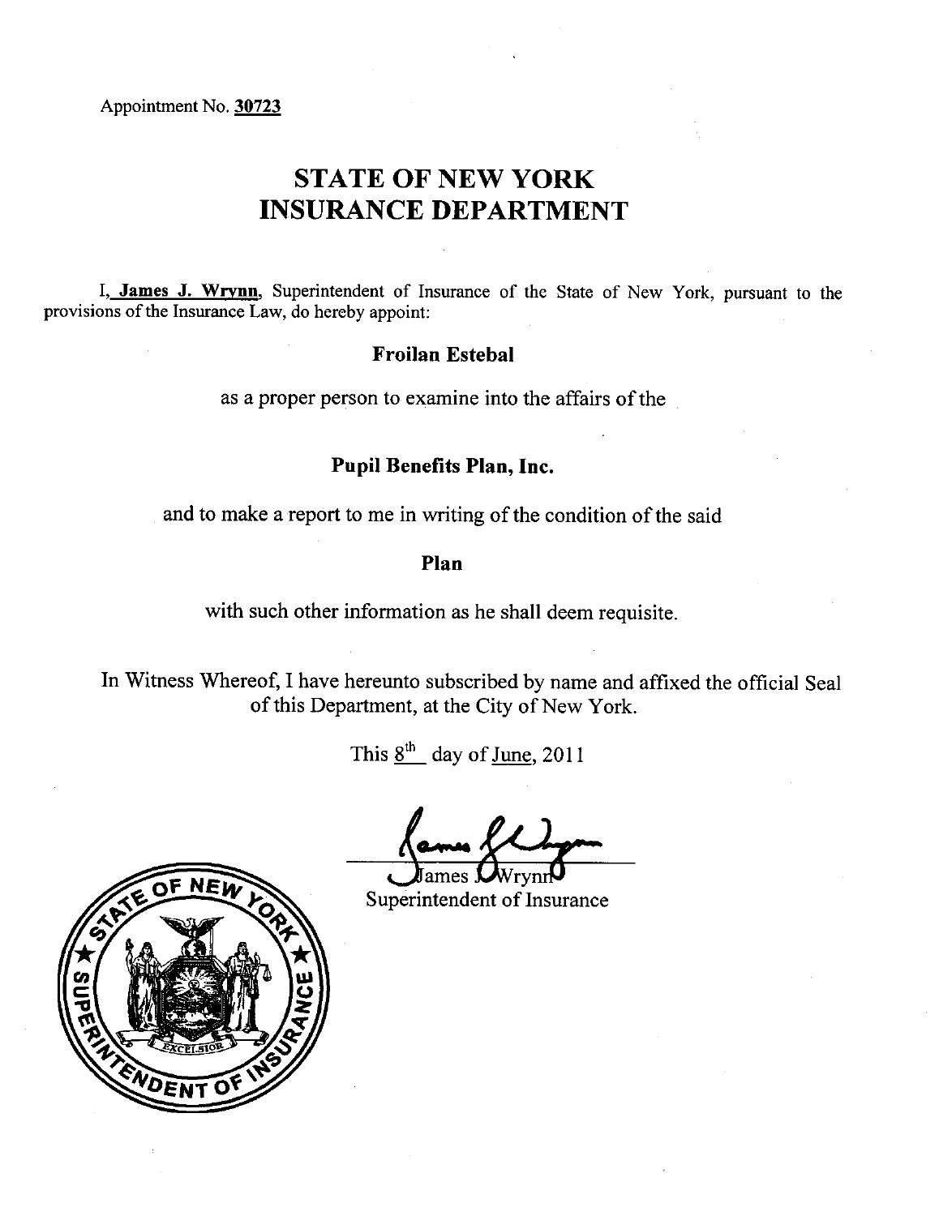Appointment No. **30723**

# STATE OF NEW YORK
# INSURANCE DEPARTMENT

I, **James J. Wrynn**, Superintendent of Insurance of the State of New York, pursuant to the provisions of the Insurance Law, do hereby appoint:

**Froilan Estebal**

as a proper person to examine into the affairs of the

**Pupil Benefits Plan, Inc.**

and to make a report to me in writing of the condition of the said

**Plan**

with such other information as he shall deem requisite.

In Witness Whereof, I have hereunto subscribed by name and affixed the official Seal of this Department, at the City of New York.

This 8th day of June, 2011

James J. Wrynn
Superintendent of Insurance